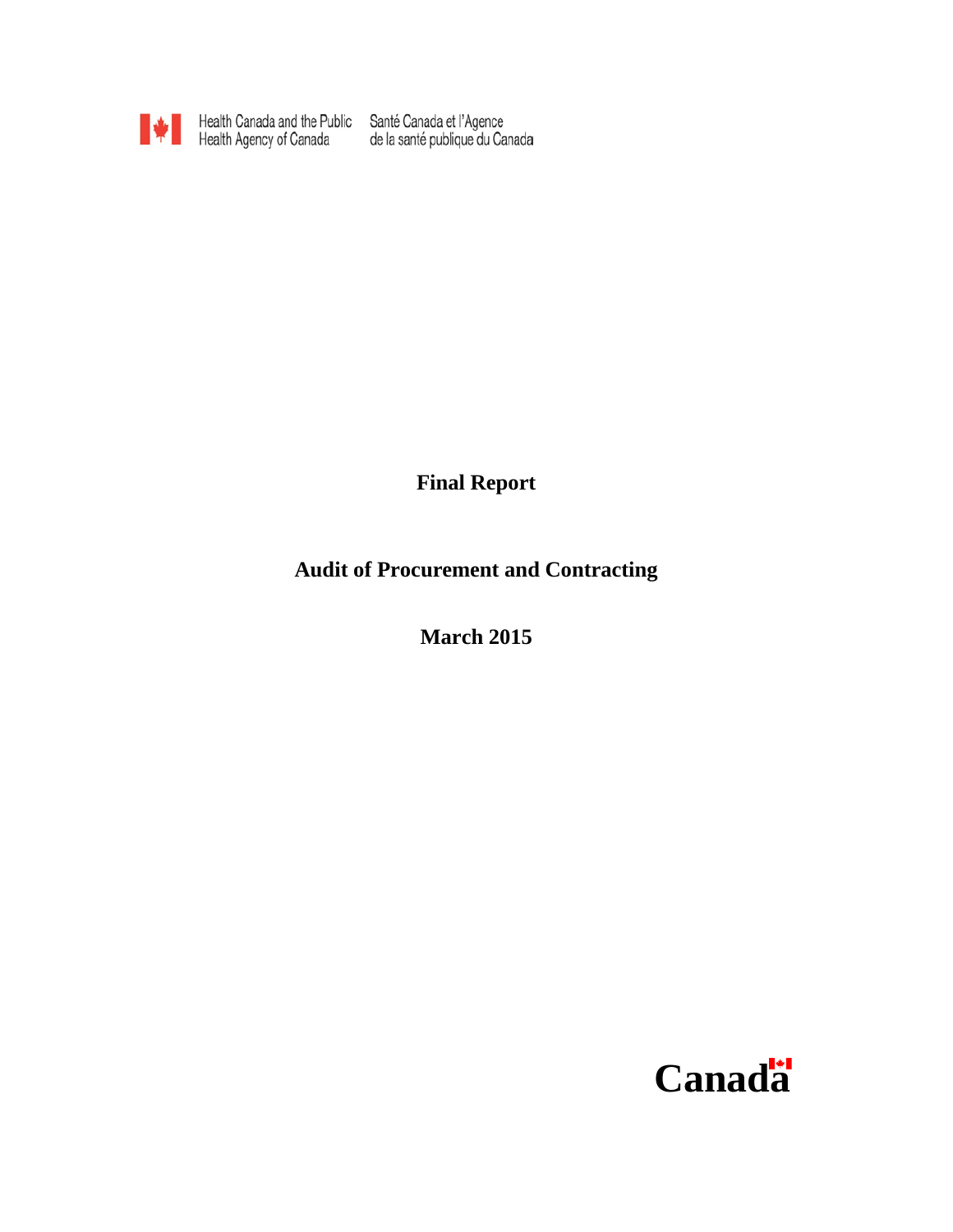Health Canada and the Public Health Agency of Canada | Santé Canada et l'Agence de la santé publique du Canada

# Final Report

# Audit of Procurement and Contracting

**March 2015**

Canada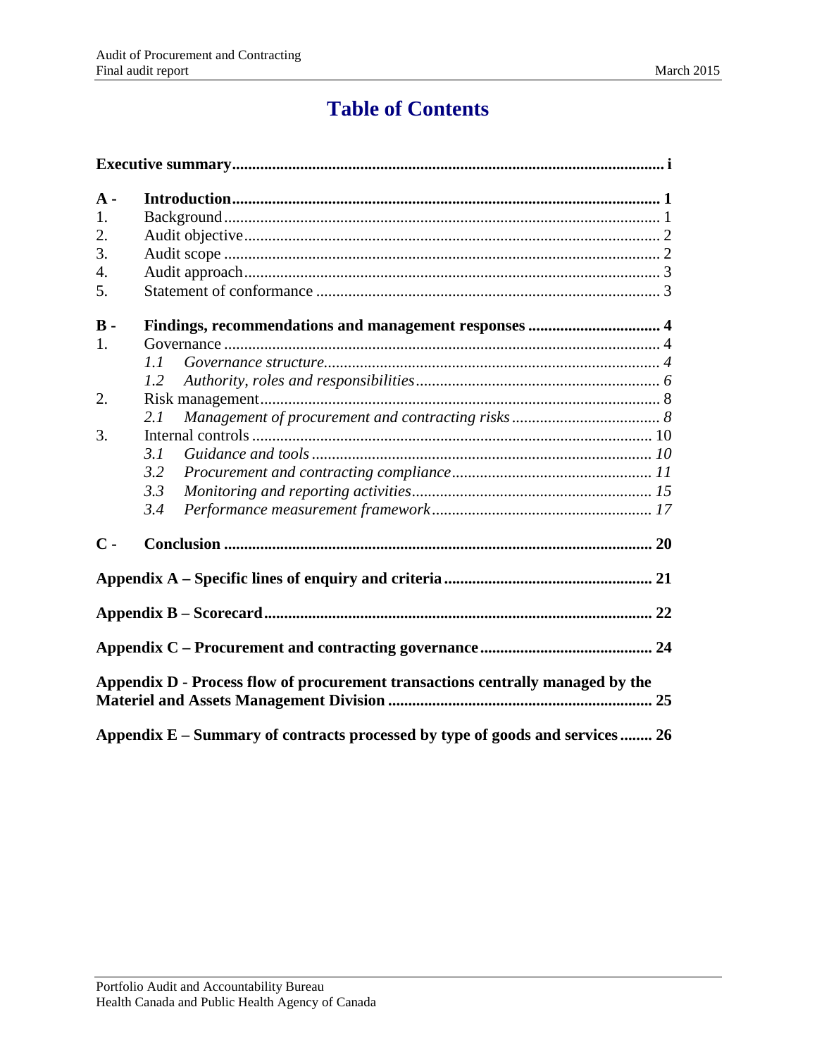# Table of Contents

**Executive summary** ........ i

**A - Introduction** ........ 1

1. Background ........ 1
2. Audit objective ........ 2
3. Audit scope ........ 2
4. Audit approach ........ 3
5. Statement of conformance ........ 3

**B - Findings, recommendations and management responses** ........ 4

1. Governance ........ 4
   - *1.1 Governance structure* ........ *4*
   - *1.2 Authority, roles and responsibilities* ........ *6*
2. Risk management ........ 8
   - *2.1 Management of procurement and contracting risks* ........ *8*
3. Internal controls ........ 10
   - *3.1 Guidance and tools* ........ *10*
   - *3.2 Procurement and contracting compliance* ........ *11*
   - *3.3 Monitoring and reporting activities* ........ *15*
   - *3.4 Performance measurement framework* ........ *17*

**C - Conclusion** ........ 20

**Appendix A – Specific lines of enquiry and criteria** ........ 21

**Appendix B – Scorecard** ........ 22

**Appendix C – Procurement and contracting governance** ........ 24

**Appendix D - Process flow of procurement transactions centrally managed by the Materiel and Assets Management Division** ........ 25

**Appendix E – Summary of contracts processed by type of goods and services** ........ 26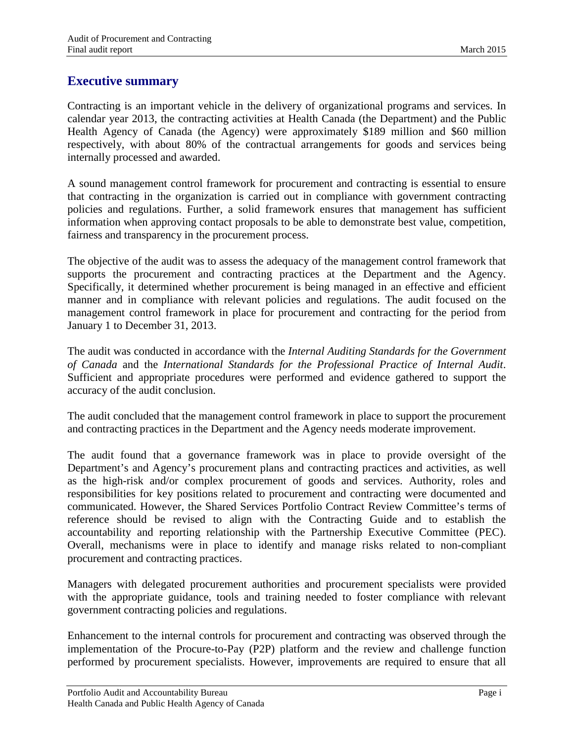## Executive summary

Contracting is an important vehicle in the delivery of organizational programs and services. In calendar year 2013, the contracting activities at Health Canada (the Department) and the Public Health Agency of Canada (the Agency) were approximately \$189 million and \$60 million respectively, with about 80% of the contractual arrangements for goods and services being internally processed and awarded.

A sound management control framework for procurement and contracting is essential to ensure that contracting in the organization is carried out in compliance with government contracting policies and regulations. Further, a solid framework ensures that management has sufficient information when approving contact proposals to be able to demonstrate best value, competition, fairness and transparency in the procurement process.

The objective of the audit was to assess the adequacy of the management control framework that supports the procurement and contracting practices at the Department and the Agency. Specifically, it determined whether procurement is being managed in an effective and efficient manner and in compliance with relevant policies and regulations. The audit focused on the management control framework in place for procurement and contracting for the period from January 1 to December 31, 2013.

The audit was conducted in accordance with the *Internal Auditing Standards for the Government of Canada* and the *International Standards for the Professional Practice of Internal Audit*. Sufficient and appropriate procedures were performed and evidence gathered to support the accuracy of the audit conclusion.

The audit concluded that the management control framework in place to support the procurement and contracting practices in the Department and the Agency needs moderate improvement.

The audit found that a governance framework was in place to provide oversight of the Department's and Agency's procurement plans and contracting practices and activities, as well as the high-risk and/or complex procurement of goods and services. Authority, roles and responsibilities for key positions related to procurement and contracting were documented and communicated. However, the Shared Services Portfolio Contract Review Committee's terms of reference should be revised to align with the Contracting Guide and to establish the accountability and reporting relationship with the Partnership Executive Committee (PEC). Overall, mechanisms were in place to identify and manage risks related to non-compliant procurement and contracting practices.

Managers with delegated procurement authorities and procurement specialists were provided with the appropriate guidance, tools and training needed to foster compliance with relevant government contracting policies and regulations.

Enhancement to the internal controls for procurement and contracting was observed through the implementation of the Procure-to-Pay (P2P) platform and the review and challenge function performed by procurement specialists. However, improvements are required to ensure that all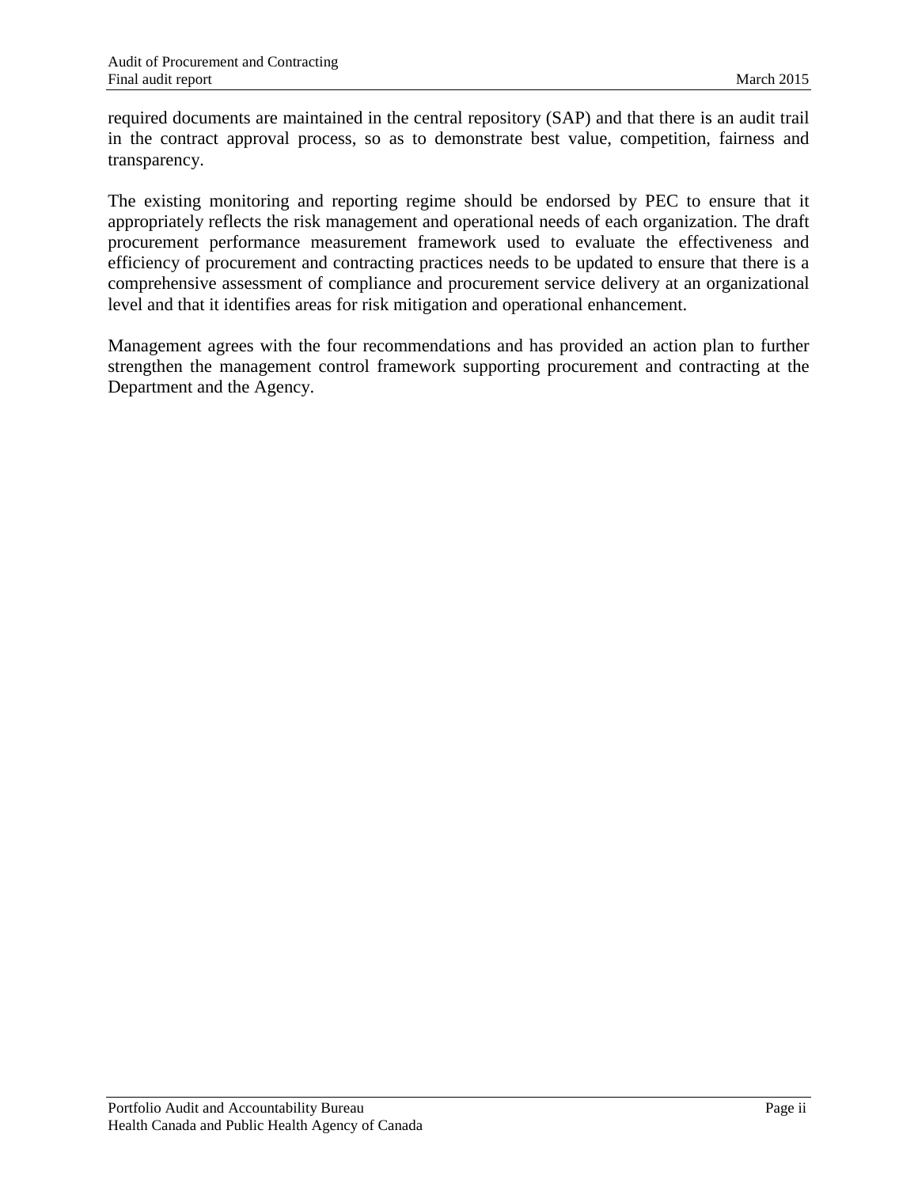required documents are maintained in the central repository (SAP) and that there is an audit trail in the contract approval process, so as to demonstrate best value, competition, fairness and transparency.

The existing monitoring and reporting regime should be endorsed by PEC to ensure that it appropriately reflects the risk management and operational needs of each organization. The draft procurement performance measurement framework used to evaluate the effectiveness and efficiency of procurement and contracting practices needs to be updated to ensure that there is a comprehensive assessment of compliance and procurement service delivery at an organizational level and that it identifies areas for risk mitigation and operational enhancement.

Management agrees with the four recommendations and has provided an action plan to further strengthen the management control framework supporting procurement and contracting at the Department and the Agency.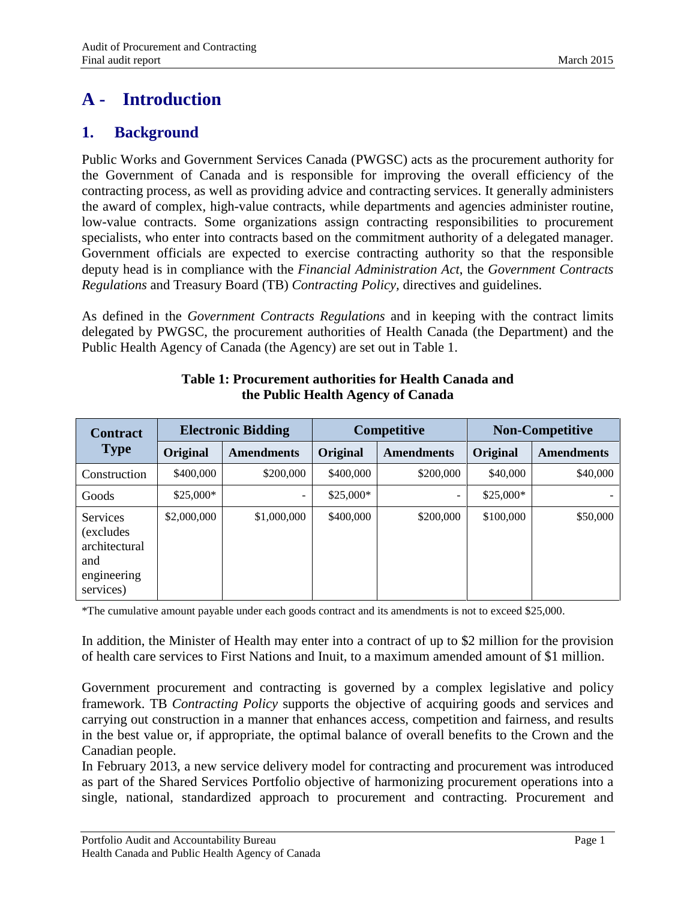# A - Introduction

## 1. Background

Public Works and Government Services Canada (PWGSC) acts as the procurement authority for the Government of Canada and is responsible for improving the overall efficiency of the contracting process, as well as providing advice and contracting services. It generally administers the award of complex, high-value contracts, while departments and agencies administer routine, low-value contracts. Some organizations assign contracting responsibilities to procurement specialists, who enter into contracts based on the commitment authority of a delegated manager. Government officials are expected to exercise contracting authority so that the responsible deputy head is in compliance with the *Financial Administration Act*, the *Government Contracts Regulations* and Treasury Board (TB) *Contracting Policy*, directives and guidelines.

As defined in the *Government Contracts Regulations* and in keeping with the contract limits delegated by PWGSC, the procurement authorities of Health Canada (the Department) and the Public Health Agency of Canada (the Agency) are set out in Table 1.

**Table 1: Procurement authorities for Health Canada and the Public Health Agency of Canada**

| Contract Type | Electronic Bidding | | Competitive | | Non-Competitive | |
|---|---|---|---|---|---|---|
| | Original | Amendments | Original | Amendments | Original | Amendments |
| Construction | $400,000 | $200,000 | $400,000 | $200,000 | $40,000 | $40,000 |
| Goods | $25,000* | - | $25,000* | - | $25,000* | - |
| Services (excludes architectural and engineering services) | $2,000,000 | $1,000,000 | $400,000 | $200,000 | $100,000 | $50,000 |

*The cumulative amount payable under each goods contract and its amendments is not to exceed $25,000.

In addition, the Minister of Health may enter into a contract of up to $2 million for the provision of health care services to First Nations and Inuit, to a maximum amended amount of $1 million.

Government procurement and contracting is governed by a complex legislative and policy framework. TB *Contracting Policy* supports the objective of acquiring goods and services and carrying out construction in a manner that enhances access, competition and fairness, and results in the best value or, if appropriate, the optimal balance of overall benefits to the Crown and the Canadian people.

In February 2013, a new service delivery model for contracting and procurement was introduced as part of the Shared Services Portfolio objective of harmonizing procurement operations into a single, national, standardized approach to procurement and contracting. Procurement and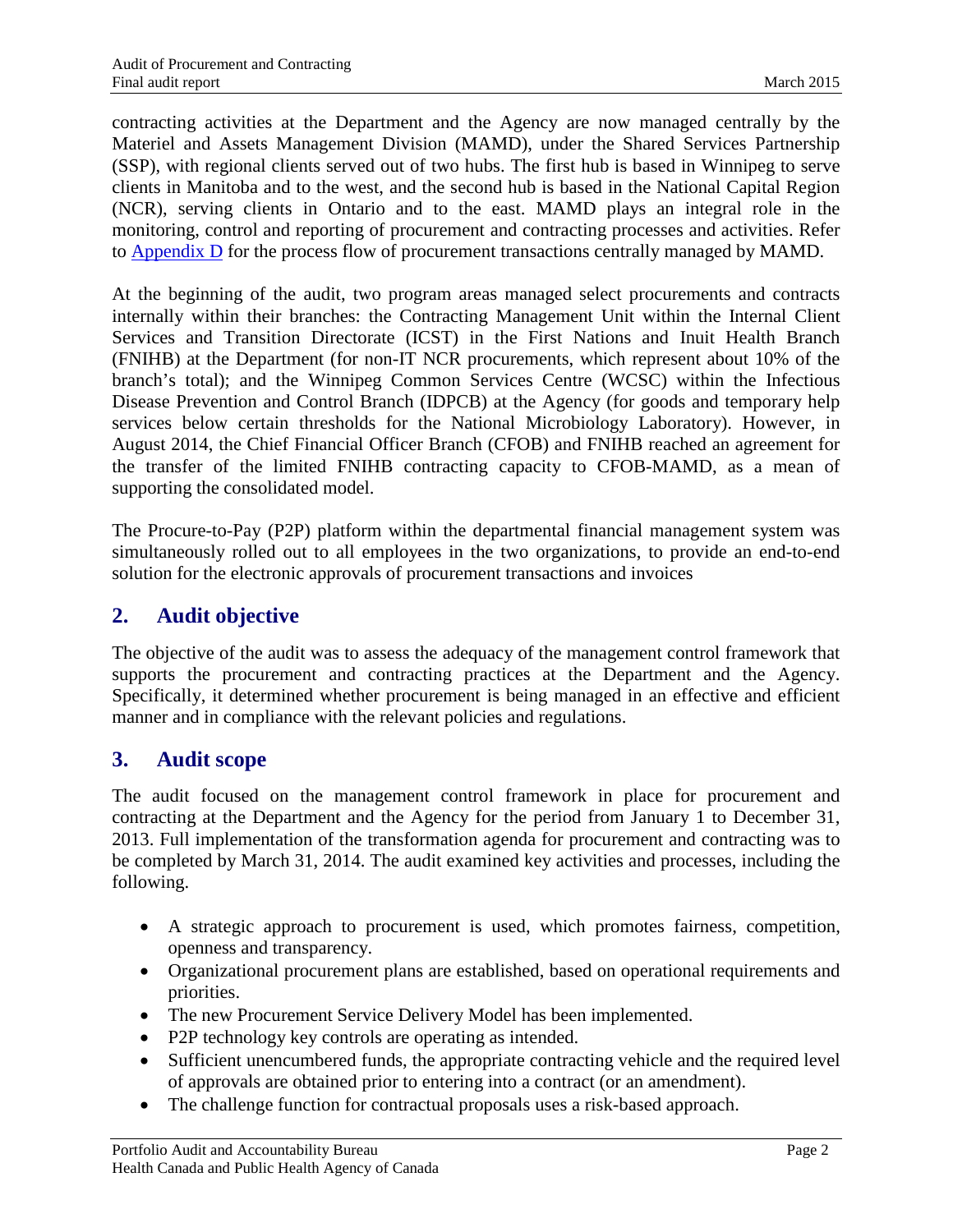contracting activities at the Department and the Agency are now managed centrally by the Materiel and Assets Management Division (MAMD), under the Shared Services Partnership (SSP), with regional clients served out of two hubs. The first hub is based in Winnipeg to serve clients in Manitoba and to the west, and the second hub is based in the National Capital Region (NCR), serving clients in Ontario and to the east. MAMD plays an integral role in the monitoring, control and reporting of procurement and contracting processes and activities. Refer to Appendix D for the process flow of procurement transactions centrally managed by MAMD.

At the beginning of the audit, two program areas managed select procurements and contracts internally within their branches: the Contracting Management Unit within the Internal Client Services and Transition Directorate (ICST) in the First Nations and Inuit Health Branch (FNIHB) at the Department (for non-IT NCR procurements, which represent about 10% of the branch's total); and the Winnipeg Common Services Centre (WCSC) within the Infectious Disease Prevention and Control Branch (IDPCB) at the Agency (for goods and temporary help services below certain thresholds for the National Microbiology Laboratory). However, in August 2014, the Chief Financial Officer Branch (CFOB) and FNIHB reached an agreement for the transfer of the limited FNIHB contracting capacity to CFOB-MAMD, as a mean of supporting the consolidated model.

The Procure-to-Pay (P2P) platform within the departmental financial management system was simultaneously rolled out to all employees in the two organizations, to provide an end-to-end solution for the electronic approvals of procurement transactions and invoices

## 2. Audit objective

The objective of the audit was to assess the adequacy of the management control framework that supports the procurement and contracting practices at the Department and the Agency. Specifically, it determined whether procurement is being managed in an effective and efficient manner and in compliance with the relevant policies and regulations.

## 3. Audit scope

The audit focused on the management control framework in place for procurement and contracting at the Department and the Agency for the period from January 1 to December 31, 2013. Full implementation of the transformation agenda for procurement and contracting was to be completed by March 31, 2014. The audit examined key activities and processes, including the following.

- A strategic approach to procurement is used, which promotes fairness, competition, openness and transparency.
- Organizational procurement plans are established, based on operational requirements and priorities.
- The new Procurement Service Delivery Model has been implemented.
- P2P technology key controls are operating as intended.
- Sufficient unencumbered funds, the appropriate contracting vehicle and the required level of approvals are obtained prior to entering into a contract (or an amendment).
- The challenge function for contractual proposals uses a risk-based approach.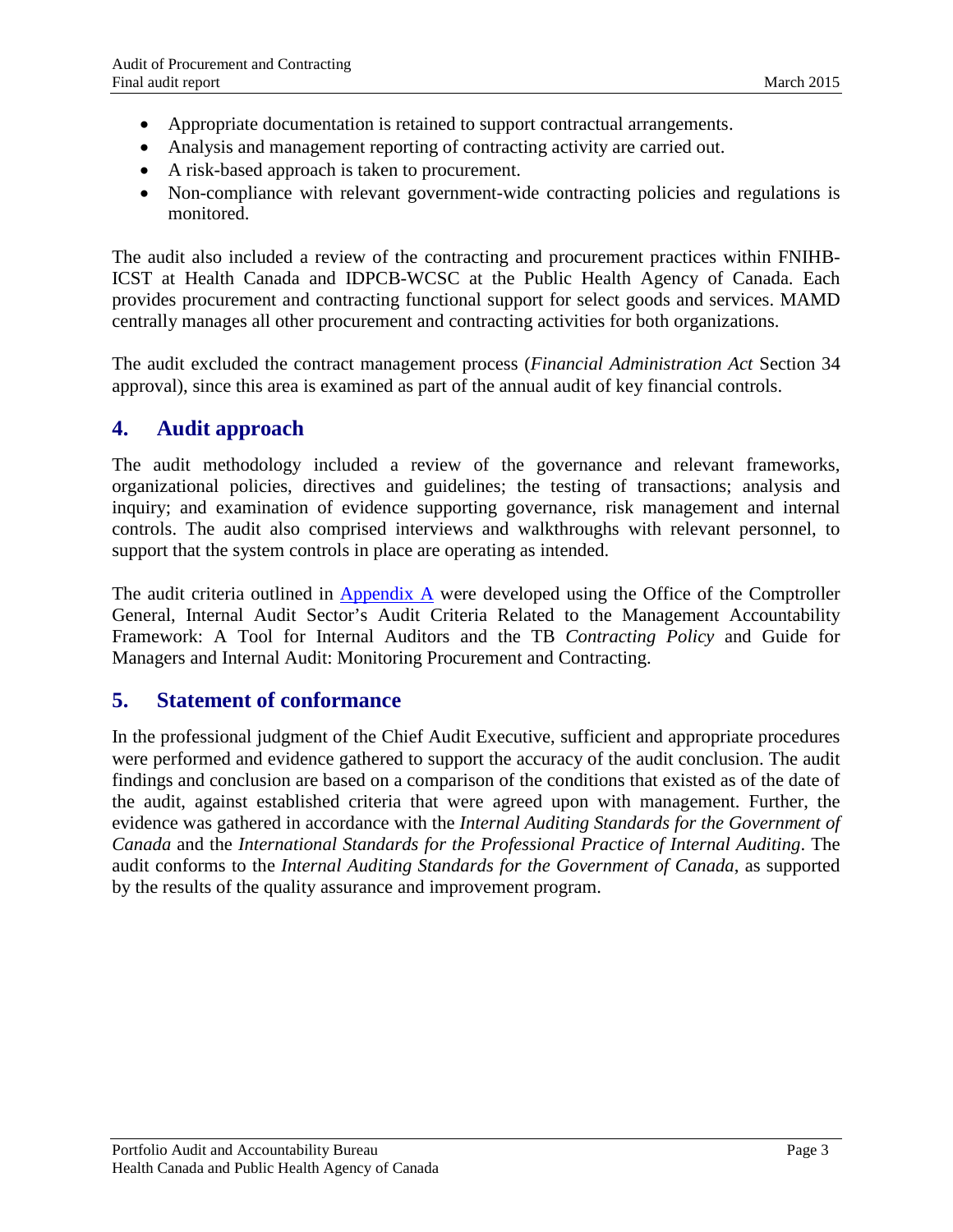- Appropriate documentation is retained to support contractual arrangements.
- Analysis and management reporting of contracting activity are carried out.
- A risk-based approach is taken to procurement.
- Non-compliance with relevant government-wide contracting policies and regulations is monitored.

The audit also included a review of the contracting and procurement practices within FNIHB-ICST at Health Canada and IDPCB-WCSC at the Public Health Agency of Canada. Each provides procurement and contracting functional support for select goods and services. MAMD centrally manages all other procurement and contracting activities for both organizations.

The audit excluded the contract management process (*Financial Administration Act* Section 34 approval), since this area is examined as part of the annual audit of key financial controls.

## 4. Audit approach

The audit methodology included a review of the governance and relevant frameworks, organizational policies, directives and guidelines; the testing of transactions; analysis and inquiry; and examination of evidence supporting governance, risk management and internal controls. The audit also comprised interviews and walkthroughs with relevant personnel, to support that the system controls in place are operating as intended.

The audit criteria outlined in Appendix A were developed using the Office of the Comptroller General, Internal Audit Sector's Audit Criteria Related to the Management Accountability Framework: A Tool for Internal Auditors and the TB *Contracting Policy* and Guide for Managers and Internal Audit: Monitoring Procurement and Contracting.

## 5. Statement of conformance

In the professional judgment of the Chief Audit Executive, sufficient and appropriate procedures were performed and evidence gathered to support the accuracy of the audit conclusion. The audit findings and conclusion are based on a comparison of the conditions that existed as of the date of the audit, against established criteria that were agreed upon with management. Further, the evidence was gathered in accordance with the *Internal Auditing Standards for the Government of Canada* and the *International Standards for the Professional Practice of Internal Auditing*. The audit conforms to the *Internal Auditing Standards for the Government of Canada*, as supported by the results of the quality assurance and improvement program.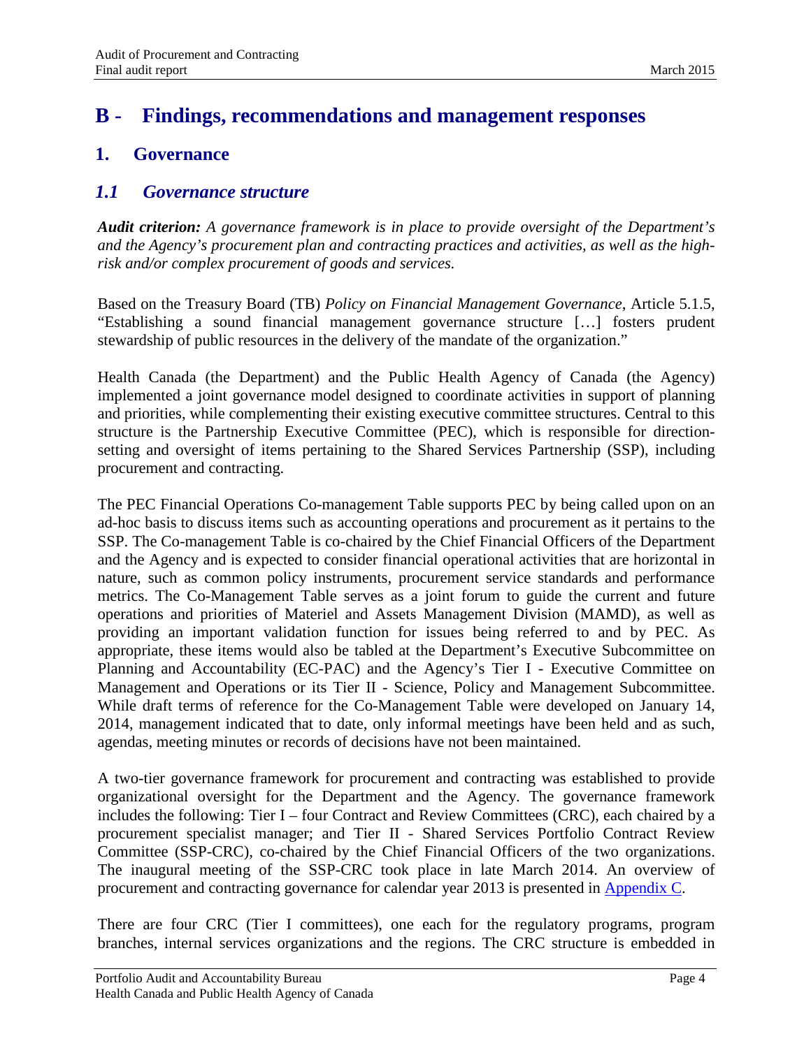# B - Findings, recommendations and management responses

## 1. Governance

### *1.1 Governance structure*

***Audit criterion:*** *A governance framework is in place to provide oversight of the Department's and the Agency's procurement plan and contracting practices and activities, as well as the high-risk and/or complex procurement of goods and services.*

Based on the Treasury Board (TB) *Policy on Financial Management Governance*, Article 5.1.5, "Establishing a sound financial management governance structure […] fosters prudent stewardship of public resources in the delivery of the mandate of the organization."

Health Canada (the Department) and the Public Health Agency of Canada (the Agency) implemented a joint governance model designed to coordinate activities in support of planning and priorities, while complementing their existing executive committee structures. Central to this structure is the Partnership Executive Committee (PEC), which is responsible for direction-setting and oversight of items pertaining to the Shared Services Partnership (SSP), including procurement and contracting.

The PEC Financial Operations Co-management Table supports PEC by being called upon on an ad-hoc basis to discuss items such as accounting operations and procurement as it pertains to the SSP. The Co-management Table is co-chaired by the Chief Financial Officers of the Department and the Agency and is expected to consider financial operational activities that are horizontal in nature, such as common policy instruments, procurement service standards and performance metrics. The Co-Management Table serves as a joint forum to guide the current and future operations and priorities of Materiel and Assets Management Division (MAMD), as well as providing an important validation function for issues being referred to and by PEC. As appropriate, these items would also be tabled at the Department's Executive Subcommittee on Planning and Accountability (EC-PAC) and the Agency's Tier I - Executive Committee on Management and Operations or its Tier II - Science, Policy and Management Subcommittee. While draft terms of reference for the Co-Management Table were developed on January 14, 2014, management indicated that to date, only informal meetings have been held and as such, agendas, meeting minutes or records of decisions have not been maintained.

A two-tier governance framework for procurement and contracting was established to provide organizational oversight for the Department and the Agency. The governance framework includes the following: Tier I – four Contract and Review Committees (CRC), each chaired by a procurement specialist manager; and Tier II - Shared Services Portfolio Contract Review Committee (SSP-CRC), co-chaired by the Chief Financial Officers of the two organizations. The inaugural meeting of the SSP-CRC took place in late March 2014. An overview of procurement and contracting governance for calendar year 2013 is presented in Appendix C.

There are four CRC (Tier I committees), one each for the regulatory programs, program branches, internal services organizations and the regions. The CRC structure is embedded in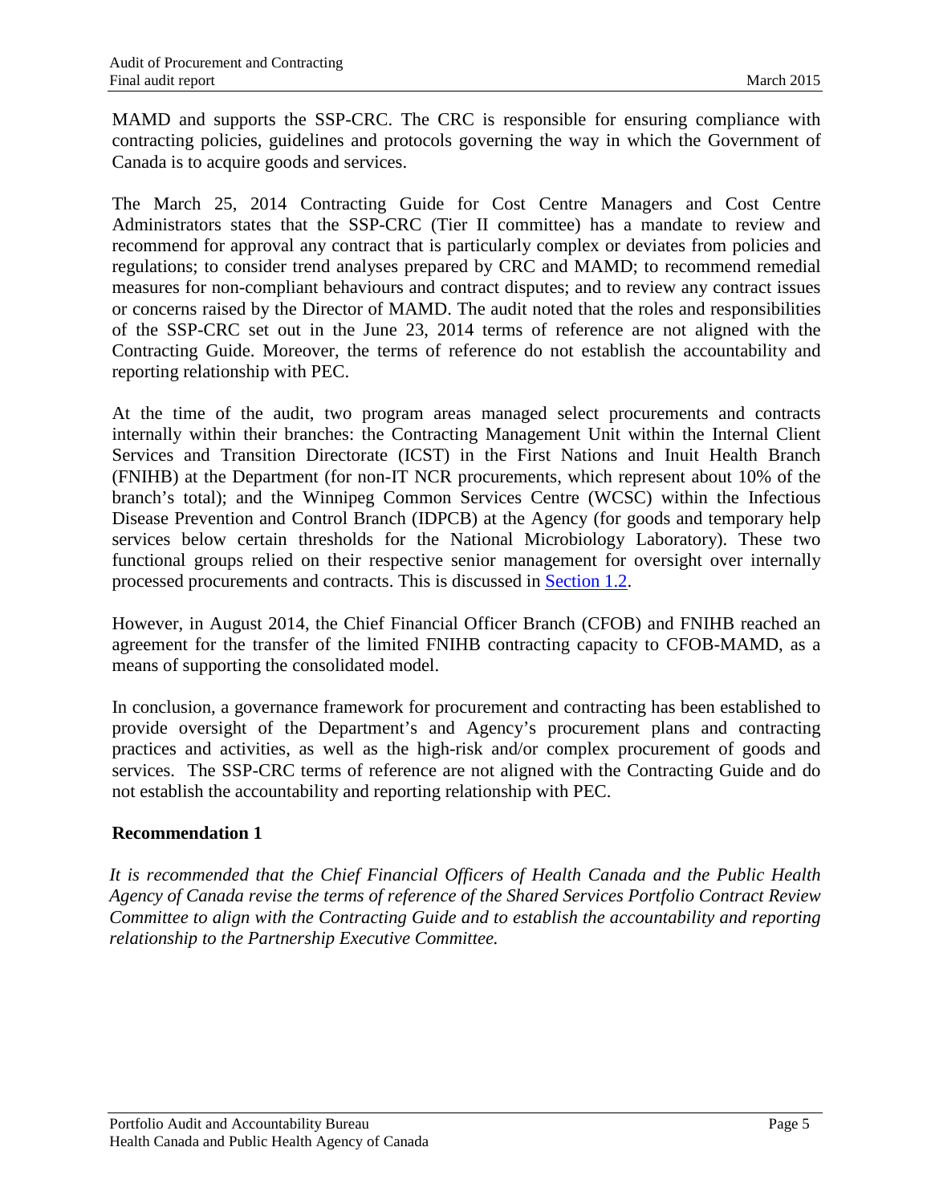MAMD and supports the SSP-CRC. The CRC is responsible for ensuring compliance with contracting policies, guidelines and protocols governing the way in which the Government of Canada is to acquire goods and services.

The March 25, 2014 Contracting Guide for Cost Centre Managers and Cost Centre Administrators states that the SSP-CRC (Tier II committee) has a mandate to review and recommend for approval any contract that is particularly complex or deviates from policies and regulations; to consider trend analyses prepared by CRC and MAMD; to recommend remedial measures for non-compliant behaviours and contract disputes; and to review any contract issues or concerns raised by the Director of MAMD. The audit noted that the roles and responsibilities of the SSP-CRC set out in the June 23, 2014 terms of reference are not aligned with the Contracting Guide. Moreover, the terms of reference do not establish the accountability and reporting relationship with PEC.

At the time of the audit, two program areas managed select procurements and contracts internally within their branches: the Contracting Management Unit within the Internal Client Services and Transition Directorate (ICST) in the First Nations and Inuit Health Branch (FNIHB) at the Department (for non-IT NCR procurements, which represent about 10% of the branch's total); and the Winnipeg Common Services Centre (WCSC) within the Infectious Disease Prevention and Control Branch (IDPCB) at the Agency (for goods and temporary help services below certain thresholds for the National Microbiology Laboratory). These two functional groups relied on their respective senior management for oversight over internally processed procurements and contracts. This is discussed in Section 1.2.

However, in August 2014, the Chief Financial Officer Branch (CFOB) and FNIHB reached an agreement for the transfer of the limited FNIHB contracting capacity to CFOB-MAMD, as a means of supporting the consolidated model.

In conclusion, a governance framework for procurement and contracting has been established to provide oversight of the Department's and Agency's procurement plans and contracting practices and activities, as well as the high-risk and/or complex procurement of goods and services. The SSP-CRC terms of reference are not aligned with the Contracting Guide and do not establish the accountability and reporting relationship with PEC.

**Recommendation 1**

*It is recommended that the Chief Financial Officers of Health Canada and the Public Health Agency of Canada revise the terms of reference of the Shared Services Portfolio Contract Review Committee to align with the Contracting Guide and to establish the accountability and reporting relationship to the Partnership Executive Committee.*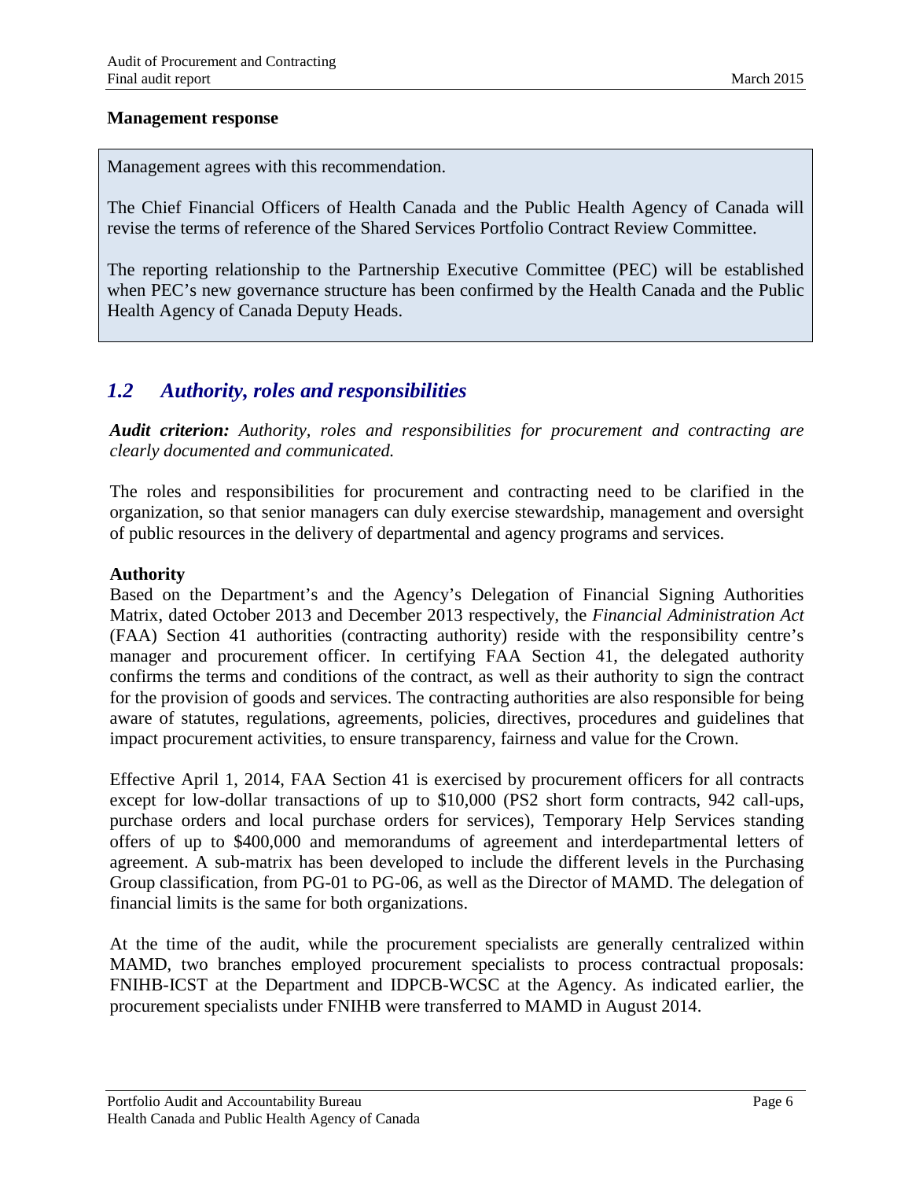**Management response**

> Management agrees with this recommendation.
>
> The Chief Financial Officers of Health Canada and the Public Health Agency of Canada will revise the terms of reference of the Shared Services Portfolio Contract Review Committee.
>
> The reporting relationship to the Partnership Executive Committee (PEC) will be established when PEC's new governance structure has been confirmed by the Health Canada and the Public Health Agency of Canada Deputy Heads.

## *1.2 Authority, roles and responsibilities*

***Audit criterion:*** *Authority, roles and responsibilities for procurement and contracting are clearly documented and communicated.*

The roles and responsibilities for procurement and contracting need to be clarified in the organization, so that senior managers can duly exercise stewardship, management and oversight of public resources in the delivery of departmental and agency programs and services.

**Authority**

Based on the Department's and the Agency's Delegation of Financial Signing Authorities Matrix, dated October 2013 and December 2013 respectively, the *Financial Administration Act* (FAA) Section 41 authorities (contracting authority) reside with the responsibility centre's manager and procurement officer. In certifying FAA Section 41, the delegated authority confirms the terms and conditions of the contract, as well as their authority to sign the contract for the provision of goods and services. The contracting authorities are also responsible for being aware of statutes, regulations, agreements, policies, directives, procedures and guidelines that impact procurement activities, to ensure transparency, fairness and value for the Crown.

Effective April 1, 2014, FAA Section 41 is exercised by procurement officers for all contracts except for low-dollar transactions of up to $10,000 (PS2 short form contracts, 942 call-ups, purchase orders and local purchase orders for services), Temporary Help Services standing offers of up to $400,000 and memorandums of agreement and interdepartmental letters of agreement. A sub-matrix has been developed to include the different levels in the Purchasing Group classification, from PG-01 to PG-06, as well as the Director of MAMD. The delegation of financial limits is the same for both organizations.

At the time of the audit, while the procurement specialists are generally centralized within MAMD, two branches employed procurement specialists to process contractual proposals: FNIHB-ICST at the Department and IDPCB-WCSC at the Agency. As indicated earlier, the procurement specialists under FNIHB were transferred to MAMD in August 2014.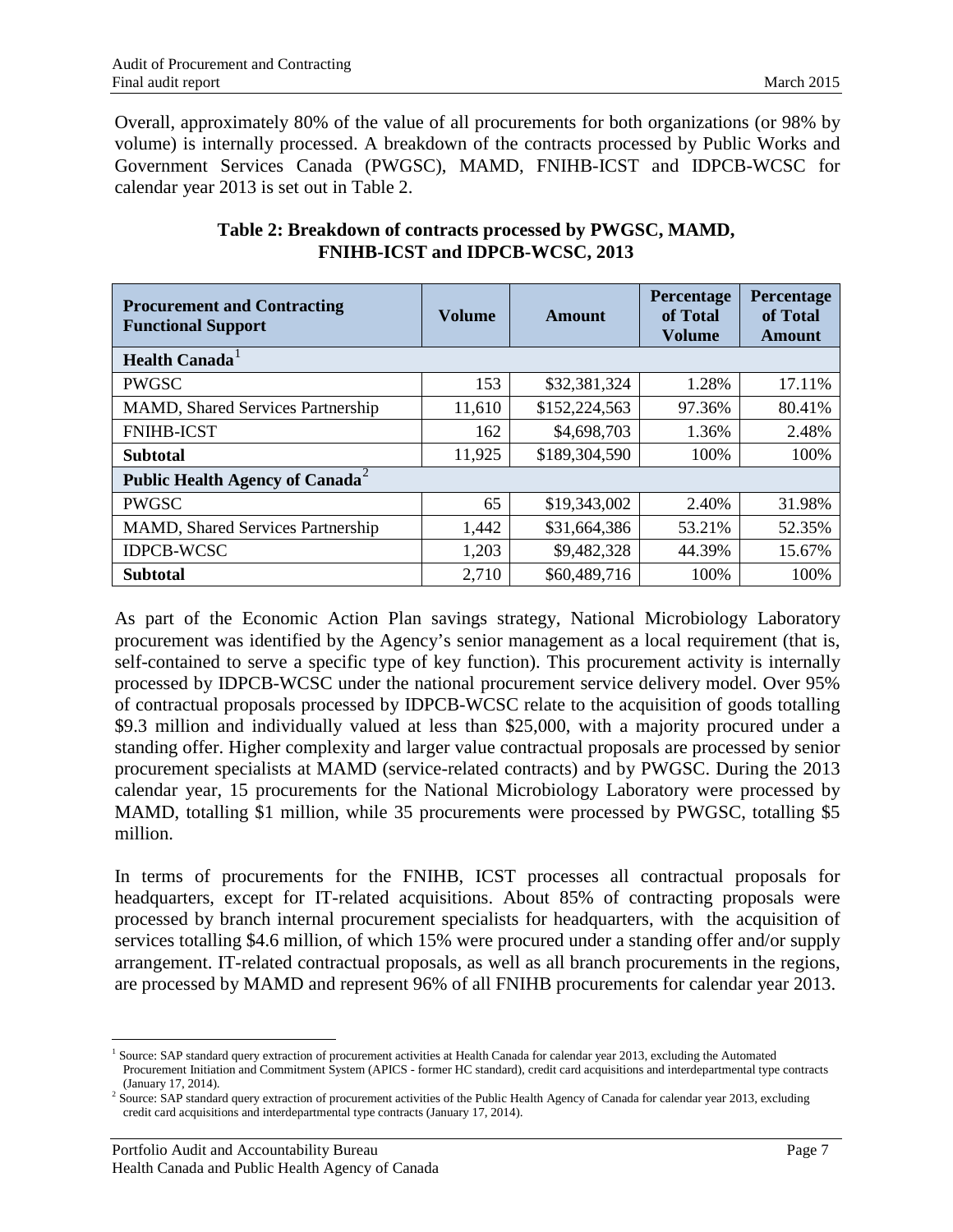Overall, approximately 80% of the value of all procurements for both organizations (or 98% by volume) is internally processed. A breakdown of the contracts processed by Public Works and Government Services Canada (PWGSC), MAMD, FNIHB-ICST and IDPCB-WCSC for calendar year 2013 is set out in Table 2.

**Table 2: Breakdown of contracts processed by PWGSC, MAMD, FNIHB-ICST and IDPCB-WCSC, 2013**

| Procurement and Contracting Functional Support | Volume | Amount | Percentage of Total Volume | Percentage of Total Amount |
|---|---|---|---|---|
| **Health Canada**[1] | | | | |
| PWGSC | 153 | $32,381,324 | 1.28% | 17.11% |
| MAMD, Shared Services Partnership | 11,610 | $152,224,563 | 97.36% | 80.41% |
| FNIHB-ICST | 162 | $4,698,703 | 1.36% | 2.48% |
| **Subtotal** | 11,925 | $189,304,590 | 100% | 100% |
| **Public Health Agency of Canada**[2] | | | | |
| PWGSC | 65 | $19,343,002 | 2.40% | 31.98% |
| MAMD, Shared Services Partnership | 1,442 | $31,664,386 | 53.21% | 52.35% |
| IDPCB-WCSC | 1,203 | $9,482,328 | 44.39% | 15.67% |
| **Subtotal** | 2,710 | $60,489,716 | 100% | 100% |

As part of the Economic Action Plan savings strategy, National Microbiology Laboratory procurement was identified by the Agency's senior management as a local requirement (that is, self-contained to serve a specific type of key function). This procurement activity is internally processed by IDPCB-WCSC under the national procurement service delivery model. Over 95% of contractual proposals processed by IDPCB-WCSC relate to the acquisition of goods totalling $9.3 million and individually valued at less than $25,000, with a majority procured under a standing offer. Higher complexity and larger value contractual proposals are processed by senior procurement specialists at MAMD (service-related contracts) and by PWGSC. During the 2013 calendar year, 15 procurements for the National Microbiology Laboratory were processed by MAMD, totalling $1 million, while 35 procurements were processed by PWGSC, totalling $5 million.

In terms of procurements for the FNIHB, ICST processes all contractual proposals for headquarters, except for IT-related acquisitions. About 85% of contracting proposals were processed by branch internal procurement specialists for headquarters, with the acquisition of services totalling $4.6 million, of which 15% were procured under a standing offer and/or supply arrangement. IT-related contractual proposals, as well as all branch procurements in the regions, are processed by MAMD and represent 96% of all FNIHB procurements for calendar year 2013.

[1] Source: SAP standard query extraction of procurement activities at Health Canada for calendar year 2013, excluding the Automated Procurement Initiation and Commitment System (APICS - former HC standard), credit card acquisitions and interdepartmental type contracts (January 17, 2014).

[2] Source: SAP standard query extraction of procurement activities of the Public Health Agency of Canada for calendar year 2013, excluding credit card acquisitions and interdepartmental type contracts (January 17, 2014).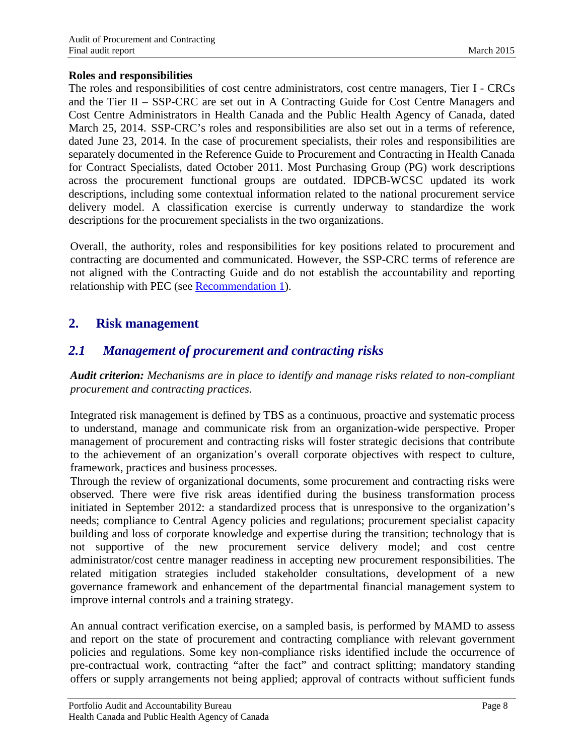**Roles and responsibilities**

The roles and responsibilities of cost centre administrators, cost centre managers, Tier I - CRCs and the Tier II – SSP-CRC are set out in A Contracting Guide for Cost Centre Managers and Cost Centre Administrators in Health Canada and the Public Health Agency of Canada, dated March 25, 2014. SSP-CRC's roles and responsibilities are also set out in a terms of reference, dated June 23, 2014. In the case of procurement specialists, their roles and responsibilities are separately documented in the Reference Guide to Procurement and Contracting in Health Canada for Contract Specialists, dated October 2011. Most Purchasing Group (PG) work descriptions across the procurement functional groups are outdated. IDPCB-WCSC updated its work descriptions, including some contextual information related to the national procurement service delivery model. A classification exercise is currently underway to standardize the work descriptions for the procurement specialists in the two organizations.

Overall, the authority, roles and responsibilities for key positions related to procurement and contracting are documented and communicated. However, the SSP-CRC terms of reference are not aligned with the Contracting Guide and do not establish the accountability and reporting relationship with PEC (see Recommendation 1).

## 2. Risk management

### *2.1 Management of procurement and contracting risks*

***Audit criterion:*** *Mechanisms are in place to identify and manage risks related to non-compliant procurement and contracting practices.*

Integrated risk management is defined by TBS as a continuous, proactive and systematic process to understand, manage and communicate risk from an organization-wide perspective. Proper management of procurement and contracting risks will foster strategic decisions that contribute to the achievement of an organization's overall corporate objectives with respect to culture, framework, practices and business processes.

Through the review of organizational documents, some procurement and contracting risks were observed. There were five risk areas identified during the business transformation process initiated in September 2012: a standardized process that is unresponsive to the organization's needs; compliance to Central Agency policies and regulations; procurement specialist capacity building and loss of corporate knowledge and expertise during the transition; technology that is not supportive of the new procurement service delivery model; and cost centre administrator/cost centre manager readiness in accepting new procurement responsibilities. The related mitigation strategies included stakeholder consultations, development of a new governance framework and enhancement of the departmental financial management system to improve internal controls and a training strategy.

An annual contract verification exercise, on a sampled basis, is performed by MAMD to assess and report on the state of procurement and contracting compliance with relevant government policies and regulations. Some key non-compliance risks identified include the occurrence of pre-contractual work, contracting "after the fact" and contract splitting; mandatory standing offers or supply arrangements not being applied; approval of contracts without sufficient funds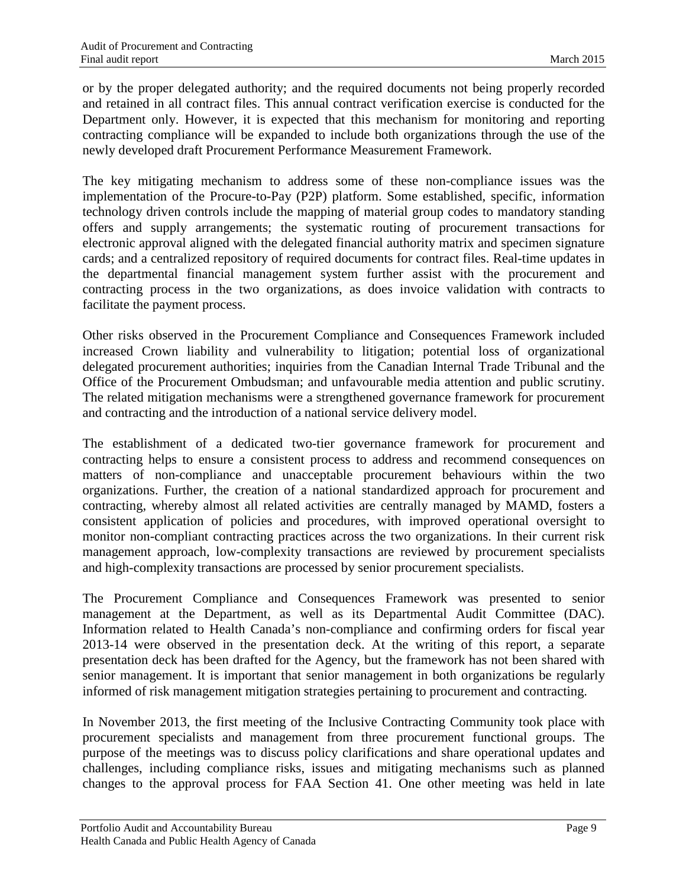or by the proper delegated authority; and the required documents not being properly recorded and retained in all contract files. This annual contract verification exercise is conducted for the Department only. However, it is expected that this mechanism for monitoring and reporting contracting compliance will be expanded to include both organizations through the use of the newly developed draft Procurement Performance Measurement Framework.

The key mitigating mechanism to address some of these non-compliance issues was the implementation of the Procure-to-Pay (P2P) platform. Some established, specific, information technology driven controls include the mapping of material group codes to mandatory standing offers and supply arrangements; the systematic routing of procurement transactions for electronic approval aligned with the delegated financial authority matrix and specimen signature cards; and a centralized repository of required documents for contract files. Real-time updates in the departmental financial management system further assist with the procurement and contracting process in the two organizations, as does invoice validation with contracts to facilitate the payment process.

Other risks observed in the Procurement Compliance and Consequences Framework included increased Crown liability and vulnerability to litigation; potential loss of organizational delegated procurement authorities; inquiries from the Canadian Internal Trade Tribunal and the Office of the Procurement Ombudsman; and unfavourable media attention and public scrutiny. The related mitigation mechanisms were a strengthened governance framework for procurement and contracting and the introduction of a national service delivery model.

The establishment of a dedicated two-tier governance framework for procurement and contracting helps to ensure a consistent process to address and recommend consequences on matters of non-compliance and unacceptable procurement behaviours within the two organizations. Further, the creation of a national standardized approach for procurement and contracting, whereby almost all related activities are centrally managed by MAMD, fosters a consistent application of policies and procedures, with improved operational oversight to monitor non-compliant contracting practices across the two organizations. In their current risk management approach, low-complexity transactions are reviewed by procurement specialists and high-complexity transactions are processed by senior procurement specialists.

The Procurement Compliance and Consequences Framework was presented to senior management at the Department, as well as its Departmental Audit Committee (DAC). Information related to Health Canada's non-compliance and confirming orders for fiscal year 2013-14 were observed in the presentation deck. At the writing of this report, a separate presentation deck has been drafted for the Agency, but the framework has not been shared with senior management. It is important that senior management in both organizations be regularly informed of risk management mitigation strategies pertaining to procurement and contracting.

In November 2013, the first meeting of the Inclusive Contracting Community took place with procurement specialists and management from three procurement functional groups. The purpose of the meetings was to discuss policy clarifications and share operational updates and challenges, including compliance risks, issues and mitigating mechanisms such as planned changes to the approval process for FAA Section 41. One other meeting was held in late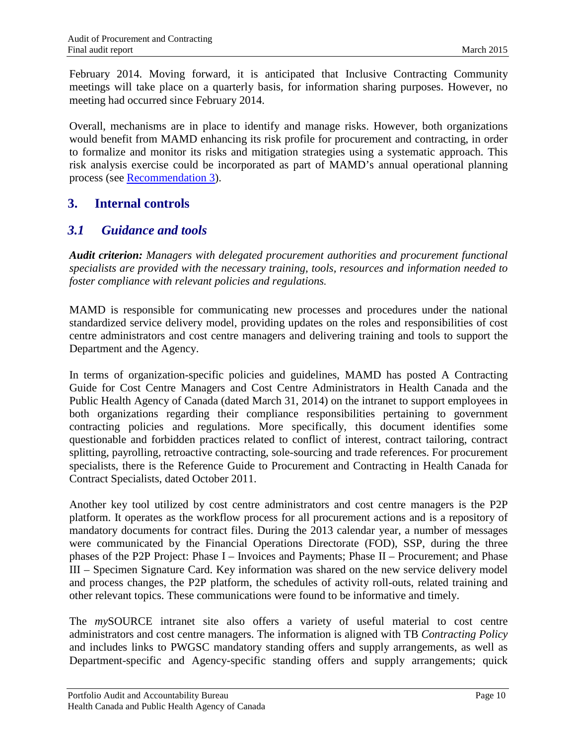February 2014. Moving forward, it is anticipated that Inclusive Contracting Community meetings will take place on a quarterly basis, for information sharing purposes. However, no meeting had occurred since February 2014.

Overall, mechanisms are in place to identify and manage risks. However, both organizations would benefit from MAMD enhancing its risk profile for procurement and contracting, in order to formalize and monitor its risks and mitigation strategies using a systematic approach. This risk analysis exercise could be incorporated as part of MAMD's annual operational planning process (see Recommendation 3).

## 3. Internal controls

### *3.1 Guidance and tools*

***Audit criterion:*** *Managers with delegated procurement authorities and procurement functional specialists are provided with the necessary training, tools, resources and information needed to foster compliance with relevant policies and regulations.*

MAMD is responsible for communicating new processes and procedures under the national standardized service delivery model, providing updates on the roles and responsibilities of cost centre administrators and cost centre managers and delivering training and tools to support the Department and the Agency.

In terms of organization-specific policies and guidelines, MAMD has posted A Contracting Guide for Cost Centre Managers and Cost Centre Administrators in Health Canada and the Public Health Agency of Canada (dated March 31, 2014) on the intranet to support employees in both organizations regarding their compliance responsibilities pertaining to government contracting policies and regulations. More specifically, this document identifies some questionable and forbidden practices related to conflict of interest, contract tailoring, contract splitting, payrolling, retroactive contracting, sole-sourcing and trade references. For procurement specialists, there is the Reference Guide to Procurement and Contracting in Health Canada for Contract Specialists, dated October 2011.

Another key tool utilized by cost centre administrators and cost centre managers is the P2P platform. It operates as the workflow process for all procurement actions and is a repository of mandatory documents for contract files. During the 2013 calendar year, a number of messages were communicated by the Financial Operations Directorate (FOD), SSP, during the three phases of the P2P Project: Phase I – Invoices and Payments; Phase II – Procurement; and Phase III – Specimen Signature Card. Key information was shared on the new service delivery model and process changes, the P2P platform, the schedules of activity roll-outs, related training and other relevant topics. These communications were found to be informative and timely.

The *my*SOURCE intranet site also offers a variety of useful material to cost centre administrators and cost centre managers. The information is aligned with TB *Contracting Policy* and includes links to PWGSC mandatory standing offers and supply arrangements, as well as Department-specific and Agency-specific standing offers and supply arrangements; quick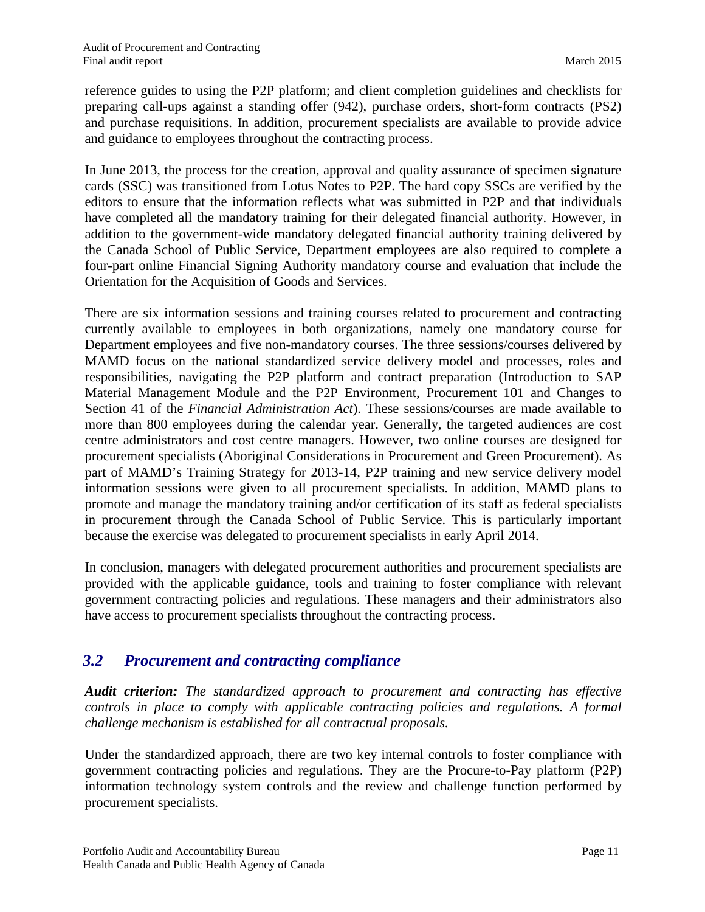reference guides to using the P2P platform; and client completion guidelines and checklists for preparing call-ups against a standing offer (942), purchase orders, short-form contracts (PS2) and purchase requisitions. In addition, procurement specialists are available to provide advice and guidance to employees throughout the contracting process.

In June 2013, the process for the creation, approval and quality assurance of specimen signature cards (SSC) was transitioned from Lotus Notes to P2P. The hard copy SSCs are verified by the editors to ensure that the information reflects what was submitted in P2P and that individuals have completed all the mandatory training for their delegated financial authority. However, in addition to the government-wide mandatory delegated financial authority training delivered by the Canada School of Public Service, Department employees are also required to complete a four-part online Financial Signing Authority mandatory course and evaluation that include the Orientation for the Acquisition of Goods and Services.

There are six information sessions and training courses related to procurement and contracting currently available to employees in both organizations, namely one mandatory course for Department employees and five non-mandatory courses. The three sessions/courses delivered by MAMD focus on the national standardized service delivery model and processes, roles and responsibilities, navigating the P2P platform and contract preparation (Introduction to SAP Material Management Module and the P2P Environment, Procurement 101 and Changes to Section 41 of the *Financial Administration Act*). These sessions/courses are made available to more than 800 employees during the calendar year. Generally, the targeted audiences are cost centre administrators and cost centre managers. However, two online courses are designed for procurement specialists (Aboriginal Considerations in Procurement and Green Procurement). As part of MAMD's Training Strategy for 2013-14, P2P training and new service delivery model information sessions were given to all procurement specialists. In addition, MAMD plans to promote and manage the mandatory training and/or certification of its staff as federal specialists in procurement through the Canada School of Public Service. This is particularly important because the exercise was delegated to procurement specialists in early April 2014.

In conclusion, managers with delegated procurement authorities and procurement specialists are provided with the applicable guidance, tools and training to foster compliance with relevant government contracting policies and regulations. These managers and their administrators also have access to procurement specialists throughout the contracting process.

## *3.2 Procurement and contracting compliance*

***Audit criterion:*** *The standardized approach to procurement and contracting has effective controls in place to comply with applicable contracting policies and regulations. A formal challenge mechanism is established for all contractual proposals.*

Under the standardized approach, there are two key internal controls to foster compliance with government contracting policies and regulations. They are the Procure-to-Pay platform (P2P) information technology system controls and the review and challenge function performed by procurement specialists.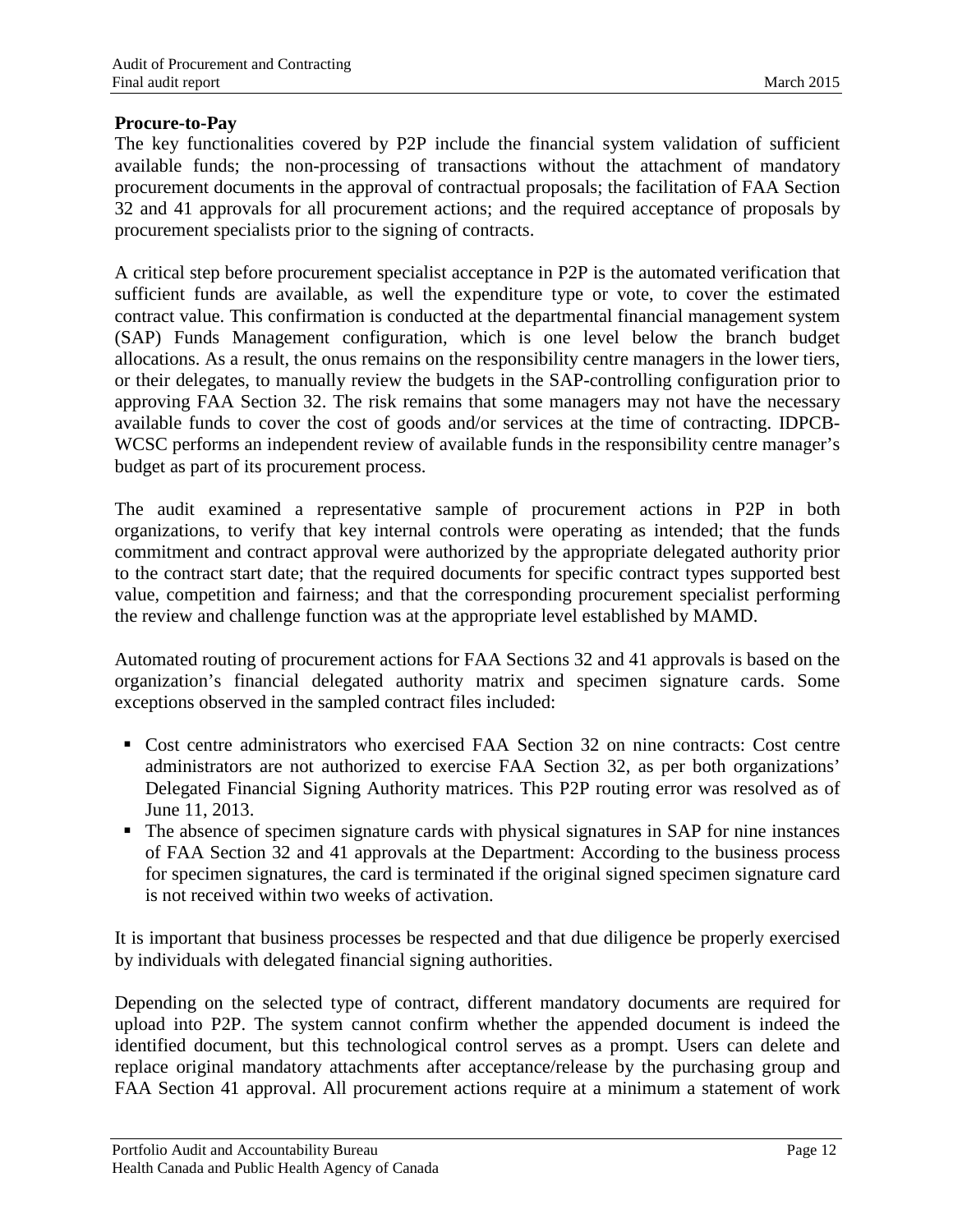**Procure-to-Pay**

The key functionalities covered by P2P include the financial system validation of sufficient available funds; the non-processing of transactions without the attachment of mandatory procurement documents in the approval of contractual proposals; the facilitation of FAA Section 32 and 41 approvals for all procurement actions; and the required acceptance of proposals by procurement specialists prior to the signing of contracts.

A critical step before procurement specialist acceptance in P2P is the automated verification that sufficient funds are available, as well the expenditure type or vote, to cover the estimated contract value. This confirmation is conducted at the departmental financial management system (SAP) Funds Management configuration, which is one level below the branch budget allocations. As a result, the onus remains on the responsibility centre managers in the lower tiers, or their delegates, to manually review the budgets in the SAP-controlling configuration prior to approving FAA Section 32. The risk remains that some managers may not have the necessary available funds to cover the cost of goods and/or services at the time of contracting. IDPCB-WCSC performs an independent review of available funds in the responsibility centre manager's budget as part of its procurement process.

The audit examined a representative sample of procurement actions in P2P in both organizations, to verify that key internal controls were operating as intended; that the funds commitment and contract approval were authorized by the appropriate delegated authority prior to the contract start date; that the required documents for specific contract types supported best value, competition and fairness; and that the corresponding procurement specialist performing the review and challenge function was at the appropriate level established by MAMD.

Automated routing of procurement actions for FAA Sections 32 and 41 approvals is based on the organization's financial delegated authority matrix and specimen signature cards. Some exceptions observed in the sampled contract files included:

- Cost centre administrators who exercised FAA Section 32 on nine contracts: Cost centre administrators are not authorized to exercise FAA Section 32, as per both organizations' Delegated Financial Signing Authority matrices. This P2P routing error was resolved as of June 11, 2013.
- The absence of specimen signature cards with physical signatures in SAP for nine instances of FAA Section 32 and 41 approvals at the Department: According to the business process for specimen signatures, the card is terminated if the original signed specimen signature card is not received within two weeks of activation.

It is important that business processes be respected and that due diligence be properly exercised by individuals with delegated financial signing authorities.

Depending on the selected type of contract, different mandatory documents are required for upload into P2P. The system cannot confirm whether the appended document is indeed the identified document, but this technological control serves as a prompt. Users can delete and replace original mandatory attachments after acceptance/release by the purchasing group and FAA Section 41 approval. All procurement actions require at a minimum a statement of work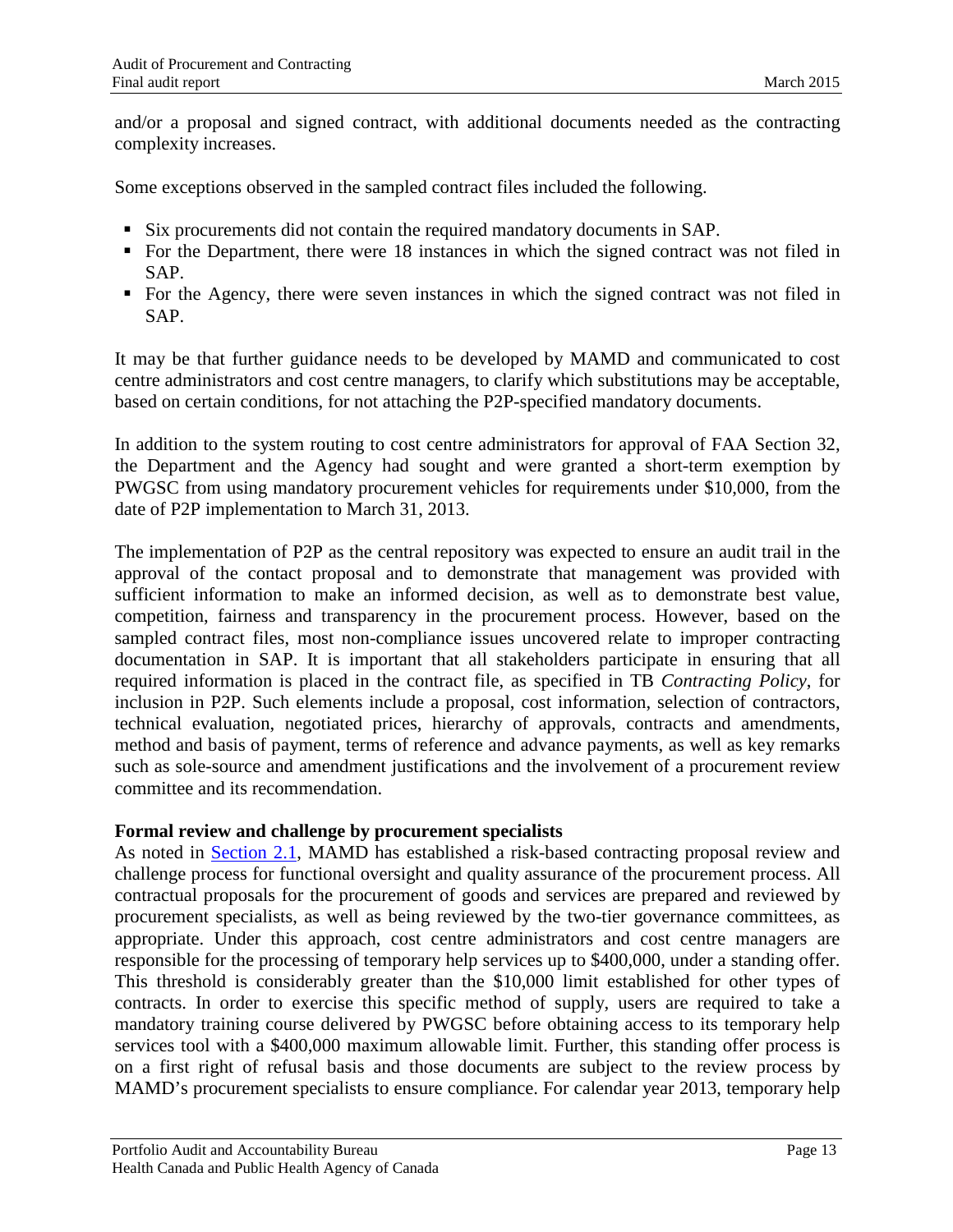and/or a proposal and signed contract, with additional documents needed as the contracting complexity increases.

Some exceptions observed in the sampled contract files included the following.

- Six procurements did not contain the required mandatory documents in SAP.
- For the Department, there were 18 instances in which the signed contract was not filed in SAP.
- For the Agency, there were seven instances in which the signed contract was not filed in SAP.

It may be that further guidance needs to be developed by MAMD and communicated to cost centre administrators and cost centre managers, to clarify which substitutions may be acceptable, based on certain conditions, for not attaching the P2P-specified mandatory documents.

In addition to the system routing to cost centre administrators for approval of FAA Section 32, the Department and the Agency had sought and were granted a short-term exemption by PWGSC from using mandatory procurement vehicles for requirements under $10,000, from the date of P2P implementation to March 31, 2013.

The implementation of P2P as the central repository was expected to ensure an audit trail in the approval of the contact proposal and to demonstrate that management was provided with sufficient information to make an informed decision, as well as to demonstrate best value, competition, fairness and transparency in the procurement process. However, based on the sampled contract files, most non-compliance issues uncovered relate to improper contracting documentation in SAP. It is important that all stakeholders participate in ensuring that all required information is placed in the contract file, as specified in TB *Contracting Policy*, for inclusion in P2P. Such elements include a proposal, cost information, selection of contractors, technical evaluation, negotiated prices, hierarchy of approvals, contracts and amendments, method and basis of payment, terms of reference and advance payments, as well as key remarks such as sole-source and amendment justifications and the involvement of a procurement review committee and its recommendation.

**Formal review and challenge by procurement specialists**

As noted in Section 2.1, MAMD has established a risk-based contracting proposal review and challenge process for functional oversight and quality assurance of the procurement process. All contractual proposals for the procurement of goods and services are prepared and reviewed by procurement specialists, as well as being reviewed by the two-tier governance committees, as appropriate. Under this approach, cost centre administrators and cost centre managers are responsible for the processing of temporary help services up to $400,000, under a standing offer. This threshold is considerably greater than the $10,000 limit established for other types of contracts. In order to exercise this specific method of supply, users are required to take a mandatory training course delivered by PWGSC before obtaining access to its temporary help services tool with a $400,000 maximum allowable limit. Further, this standing offer process is on a first right of refusal basis and those documents are subject to the review process by MAMD's procurement specialists to ensure compliance. For calendar year 2013, temporary help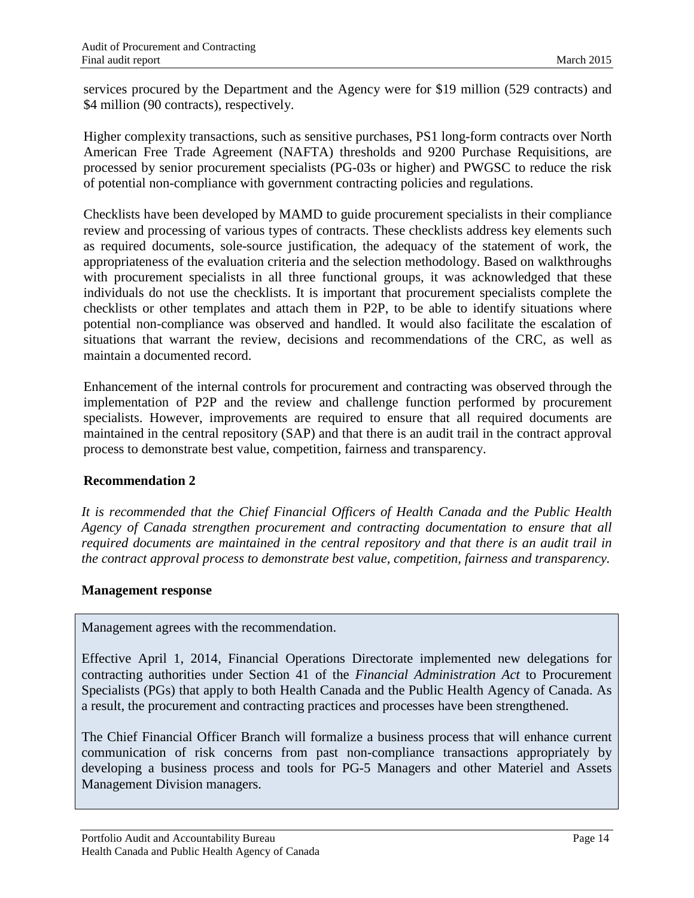services procured by the Department and the Agency were for $19 million (529 contracts) and $4 million (90 contracts), respectively.

Higher complexity transactions, such as sensitive purchases, PS1 long-form contracts over North American Free Trade Agreement (NAFTA) thresholds and 9200 Purchase Requisitions, are processed by senior procurement specialists (PG-03s or higher) and PWGSC to reduce the risk of potential non-compliance with government contracting policies and regulations.

Checklists have been developed by MAMD to guide procurement specialists in their compliance review and processing of various types of contracts. These checklists address key elements such as required documents, sole-source justification, the adequacy of the statement of work, the appropriateness of the evaluation criteria and the selection methodology. Based on walkthroughs with procurement specialists in all three functional groups, it was acknowledged that these individuals do not use the checklists. It is important that procurement specialists complete the checklists or other templates and attach them in P2P, to be able to identify situations where potential non-compliance was observed and handled. It would also facilitate the escalation of situations that warrant the review, decisions and recommendations of the CRC, as well as maintain a documented record.

Enhancement of the internal controls for procurement and contracting was observed through the implementation of P2P and the review and challenge function performed by procurement specialists. However, improvements are required to ensure that all required documents are maintained in the central repository (SAP) and that there is an audit trail in the contract approval process to demonstrate best value, competition, fairness and transparency.

**Recommendation 2**

*It is recommended that the Chief Financial Officers of Health Canada and the Public Health Agency of Canada strengthen procurement and contracting documentation to ensure that all required documents are maintained in the central repository and that there is an audit trail in the contract approval process to demonstrate best value, competition, fairness and transparency.*

**Management response**

Management agrees with the recommendation.

Effective April 1, 2014, Financial Operations Directorate implemented new delegations for contracting authorities under Section 41 of the *Financial Administration Act* to Procurement Specialists (PGs) that apply to both Health Canada and the Public Health Agency of Canada. As a result, the procurement and contracting practices and processes have been strengthened.

The Chief Financial Officer Branch will formalize a business process that will enhance current communication of risk concerns from past non-compliance transactions appropriately by developing a business process and tools for PG-5 Managers and other Materiel and Assets Management Division managers.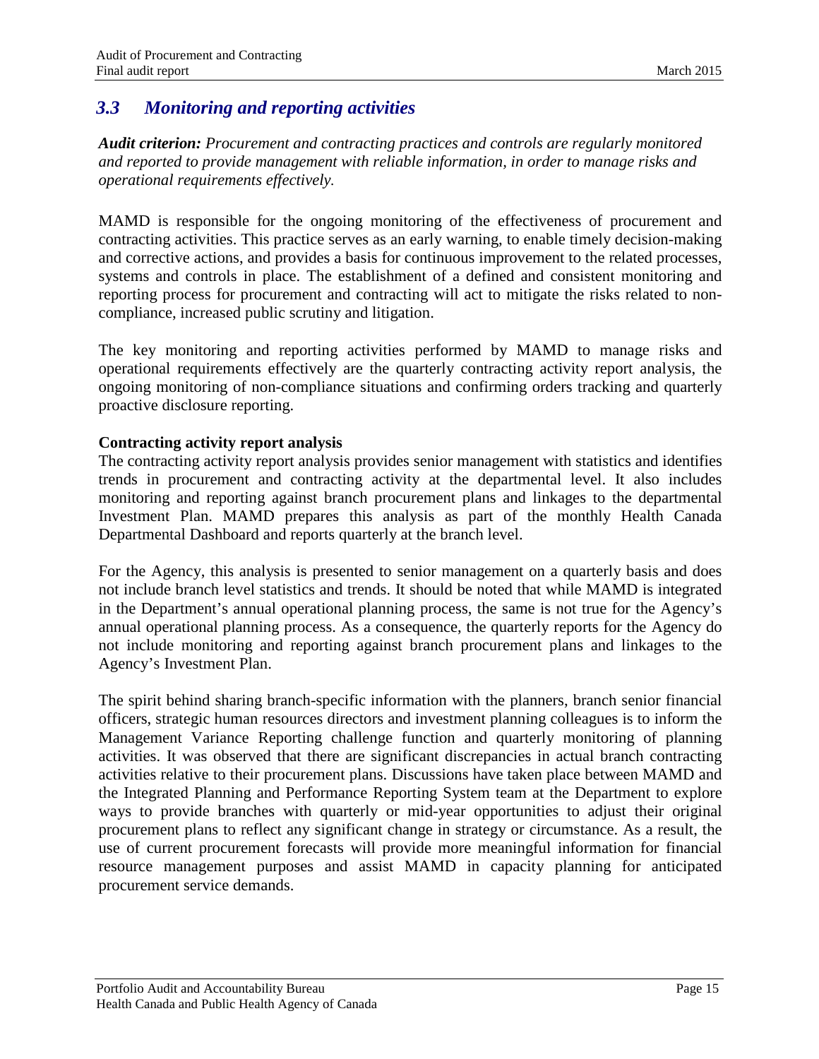## *3.3 Monitoring and reporting activities*

***Audit criterion:*** *Procurement and contracting practices and controls are regularly monitored and reported to provide management with reliable information, in order to manage risks and operational requirements effectively.*

MAMD is responsible for the ongoing monitoring of the effectiveness of procurement and contracting activities. This practice serves as an early warning, to enable timely decision-making and corrective actions, and provides a basis for continuous improvement to the related processes, systems and controls in place. The establishment of a defined and consistent monitoring and reporting process for procurement and contracting will act to mitigate the risks related to non-compliance, increased public scrutiny and litigation.

The key monitoring and reporting activities performed by MAMD to manage risks and operational requirements effectively are the quarterly contracting activity report analysis, the ongoing monitoring of non-compliance situations and confirming orders tracking and quarterly proactive disclosure reporting.

**Contracting activity report analysis**

The contracting activity report analysis provides senior management with statistics and identifies trends in procurement and contracting activity at the departmental level. It also includes monitoring and reporting against branch procurement plans and linkages to the departmental Investment Plan. MAMD prepares this analysis as part of the monthly Health Canada Departmental Dashboard and reports quarterly at the branch level.

For the Agency, this analysis is presented to senior management on a quarterly basis and does not include branch level statistics and trends. It should be noted that while MAMD is integrated in the Department's annual operational planning process, the same is not true for the Agency's annual operational planning process. As a consequence, the quarterly reports for the Agency do not include monitoring and reporting against branch procurement plans and linkages to the Agency's Investment Plan.

The spirit behind sharing branch-specific information with the planners, branch senior financial officers, strategic human resources directors and investment planning colleagues is to inform the Management Variance Reporting challenge function and quarterly monitoring of planning activities. It was observed that there are significant discrepancies in actual branch contracting activities relative to their procurement plans. Discussions have taken place between MAMD and the Integrated Planning and Performance Reporting System team at the Department to explore ways to provide branches with quarterly or mid-year opportunities to adjust their original procurement plans to reflect any significant change in strategy or circumstance. As a result, the use of current procurement forecasts will provide more meaningful information for financial resource management purposes and assist MAMD in capacity planning for anticipated procurement service demands.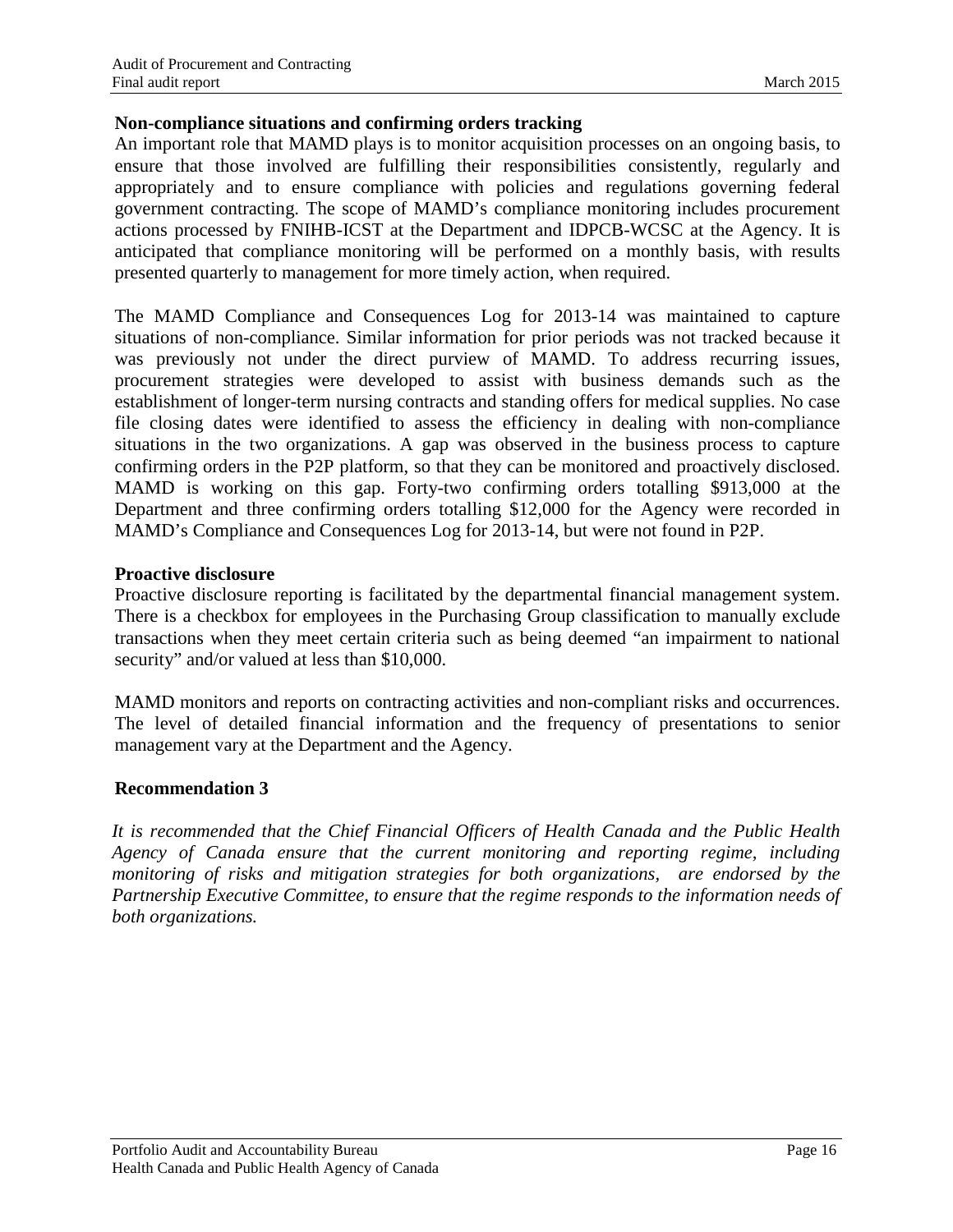**Non-compliance situations and confirming orders tracking**

An important role that MAMD plays is to monitor acquisition processes on an ongoing basis, to ensure that those involved are fulfilling their responsibilities consistently, regularly and appropriately and to ensure compliance with policies and regulations governing federal government contracting. The scope of MAMD's compliance monitoring includes procurement actions processed by FNIHB-ICST at the Department and IDPCB-WCSC at the Agency. It is anticipated that compliance monitoring will be performed on a monthly basis, with results presented quarterly to management for more timely action, when required.

The MAMD Compliance and Consequences Log for 2013-14 was maintained to capture situations of non-compliance. Similar information for prior periods was not tracked because it was previously not under the direct purview of MAMD. To address recurring issues, procurement strategies were developed to assist with business demands such as the establishment of longer-term nursing contracts and standing offers for medical supplies. No case file closing dates were identified to assess the efficiency in dealing with non-compliance situations in the two organizations. A gap was observed in the business process to capture confirming orders in the P2P platform, so that they can be monitored and proactively disclosed. MAMD is working on this gap. Forty-two confirming orders totalling $913,000 at the Department and three confirming orders totalling $12,000 for the Agency were recorded in MAMD's Compliance and Consequences Log for 2013-14, but were not found in P2P.

**Proactive disclosure**

Proactive disclosure reporting is facilitated by the departmental financial management system. There is a checkbox for employees in the Purchasing Group classification to manually exclude transactions when they meet certain criteria such as being deemed "an impairment to national security" and/or valued at less than $10,000.

MAMD monitors and reports on contracting activities and non-compliant risks and occurrences. The level of detailed financial information and the frequency of presentations to senior management vary at the Department and the Agency.

**Recommendation 3**

*It is recommended that the Chief Financial Officers of Health Canada and the Public Health Agency of Canada ensure that the current monitoring and reporting regime, including monitoring of risks and mitigation strategies for both organizations, are endorsed by the Partnership Executive Committee, to ensure that the regime responds to the information needs of both organizations.*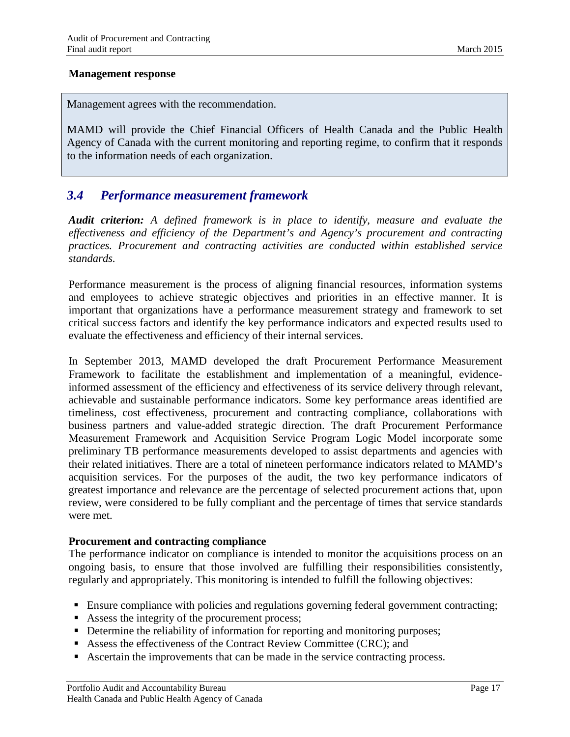**Management response**

Management agrees with the recommendation.

MAMD will provide the Chief Financial Officers of Health Canada and the Public Health Agency of Canada with the current monitoring and reporting regime, to confirm that it responds to the information needs of each organization.

## *3.4 Performance measurement framework*

***Audit criterion:*** *A defined framework is in place to identify, measure and evaluate the effectiveness and efficiency of the Department's and Agency's procurement and contracting practices. Procurement and contracting activities are conducted within established service standards.*

Performance measurement is the process of aligning financial resources, information systems and employees to achieve strategic objectives and priorities in an effective manner. It is important that organizations have a performance measurement strategy and framework to set critical success factors and identify the key performance indicators and expected results used to evaluate the effectiveness and efficiency of their internal services.

In September 2013, MAMD developed the draft Procurement Performance Measurement Framework to facilitate the establishment and implementation of a meaningful, evidence-informed assessment of the efficiency and effectiveness of its service delivery through relevant, achievable and sustainable performance indicators. Some key performance areas identified are timeliness, cost effectiveness, procurement and contracting compliance, collaborations with business partners and value-added strategic direction. The draft Procurement Performance Measurement Framework and Acquisition Service Program Logic Model incorporate some preliminary TB performance measurements developed to assist departments and agencies with their related initiatives. There are a total of nineteen performance indicators related to MAMD's acquisition services. For the purposes of the audit, the two key performance indicators of greatest importance and relevance are the percentage of selected procurement actions that, upon review, were considered to be fully compliant and the percentage of times that service standards were met.

**Procurement and contracting compliance**

The performance indicator on compliance is intended to monitor the acquisitions process on an ongoing basis, to ensure that those involved are fulfilling their responsibilities consistently, regularly and appropriately. This monitoring is intended to fulfill the following objectives:

- Ensure compliance with policies and regulations governing federal government contracting;
- Assess the integrity of the procurement process;
- Determine the reliability of information for reporting and monitoring purposes;
- Assess the effectiveness of the Contract Review Committee (CRC); and
- Ascertain the improvements that can be made in the service contracting process.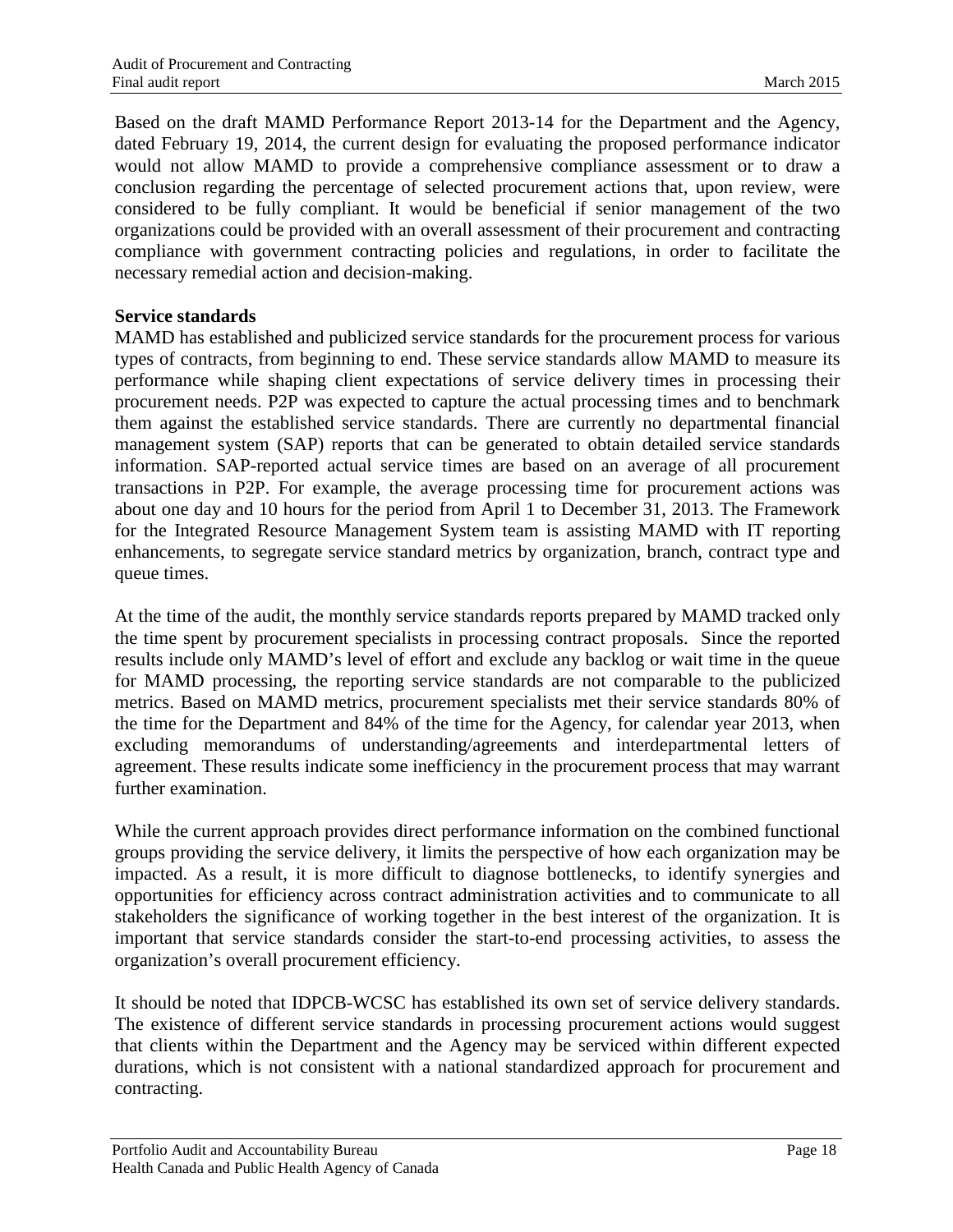Based on the draft MAMD Performance Report 2013-14 for the Department and the Agency, dated February 19, 2014, the current design for evaluating the proposed performance indicator would not allow MAMD to provide a comprehensive compliance assessment or to draw a conclusion regarding the percentage of selected procurement actions that, upon review, were considered to be fully compliant. It would be beneficial if senior management of the two organizations could be provided with an overall assessment of their procurement and contracting compliance with government contracting policies and regulations, in order to facilitate the necessary remedial action and decision-making.

**Service standards**

MAMD has established and publicized service standards for the procurement process for various types of contracts, from beginning to end. These service standards allow MAMD to measure its performance while shaping client expectations of service delivery times in processing their procurement needs. P2P was expected to capture the actual processing times and to benchmark them against the established service standards. There are currently no departmental financial management system (SAP) reports that can be generated to obtain detailed service standards information. SAP-reported actual service times are based on an average of all procurement transactions in P2P. For example, the average processing time for procurement actions was about one day and 10 hours for the period from April 1 to December 31, 2013. The Framework for the Integrated Resource Management System team is assisting MAMD with IT reporting enhancements, to segregate service standard metrics by organization, branch, contract type and queue times.

At the time of the audit, the monthly service standards reports prepared by MAMD tracked only the time spent by procurement specialists in processing contract proposals. Since the reported results include only MAMD's level of effort and exclude any backlog or wait time in the queue for MAMD processing, the reporting service standards are not comparable to the publicized metrics. Based on MAMD metrics, procurement specialists met their service standards 80% of the time for the Department and 84% of the time for the Agency, for calendar year 2013, when excluding memorandums of understanding/agreements and interdepartmental letters of agreement. These results indicate some inefficiency in the procurement process that may warrant further examination.

While the current approach provides direct performance information on the combined functional groups providing the service delivery, it limits the perspective of how each organization may be impacted. As a result, it is more difficult to diagnose bottlenecks, to identify synergies and opportunities for efficiency across contract administration activities and to communicate to all stakeholders the significance of working together in the best interest of the organization. It is important that service standards consider the start-to-end processing activities, to assess the organization's overall procurement efficiency.

It should be noted that IDPCB-WCSC has established its own set of service delivery standards. The existence of different service standards in processing procurement actions would suggest that clients within the Department and the Agency may be serviced within different expected durations, which is not consistent with a national standardized approach for procurement and contracting.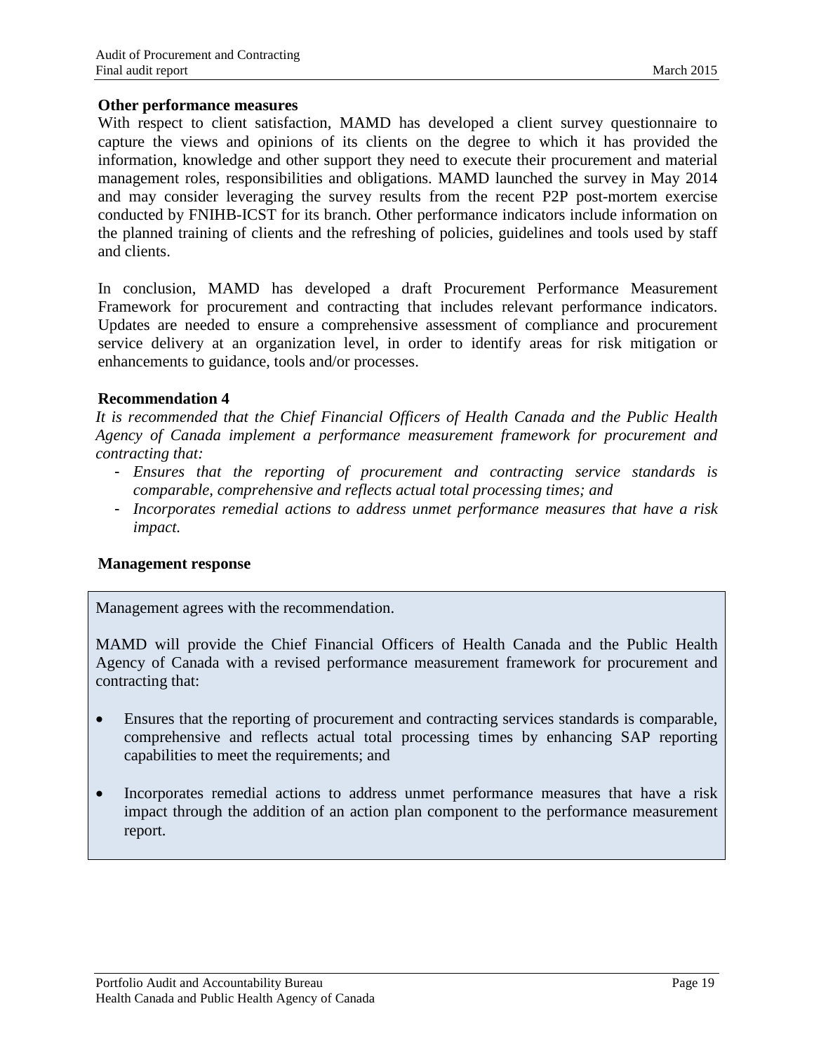**Other performance measures**

With respect to client satisfaction, MAMD has developed a client survey questionnaire to capture the views and opinions of its clients on the degree to which it has provided the information, knowledge and other support they need to execute their procurement and material management roles, responsibilities and obligations. MAMD launched the survey in May 2014 and may consider leveraging the survey results from the recent P2P post-mortem exercise conducted by FNIHB-ICST for its branch. Other performance indicators include information on the planned training of clients and the refreshing of policies, guidelines and tools used by staff and clients.

In conclusion, MAMD has developed a draft Procurement Performance Measurement Framework for procurement and contracting that includes relevant performance indicators. Updates are needed to ensure a comprehensive assessment of compliance and procurement service delivery at an organization level, in order to identify areas for risk mitigation or enhancements to guidance, tools and/or processes.

**Recommendation 4**

*It is recommended that the Chief Financial Officers of Health Canada and the Public Health Agency of Canada implement a performance measurement framework for procurement and contracting that:*

- *Ensures that the reporting of procurement and contracting service standards is comparable, comprehensive and reflects actual total processing times; and*
- *Incorporates remedial actions to address unmet performance measures that have a risk impact.*

**Management response**

Management agrees with the recommendation.

MAMD will provide the Chief Financial Officers of Health Canada and the Public Health Agency of Canada with a revised performance measurement framework for procurement and contracting that:

- Ensures that the reporting of procurement and contracting services standards is comparable, comprehensive and reflects actual total processing times by enhancing SAP reporting capabilities to meet the requirements; and
- Incorporates remedial actions to address unmet performance measures that have a risk impact through the addition of an action plan component to the performance measurement report.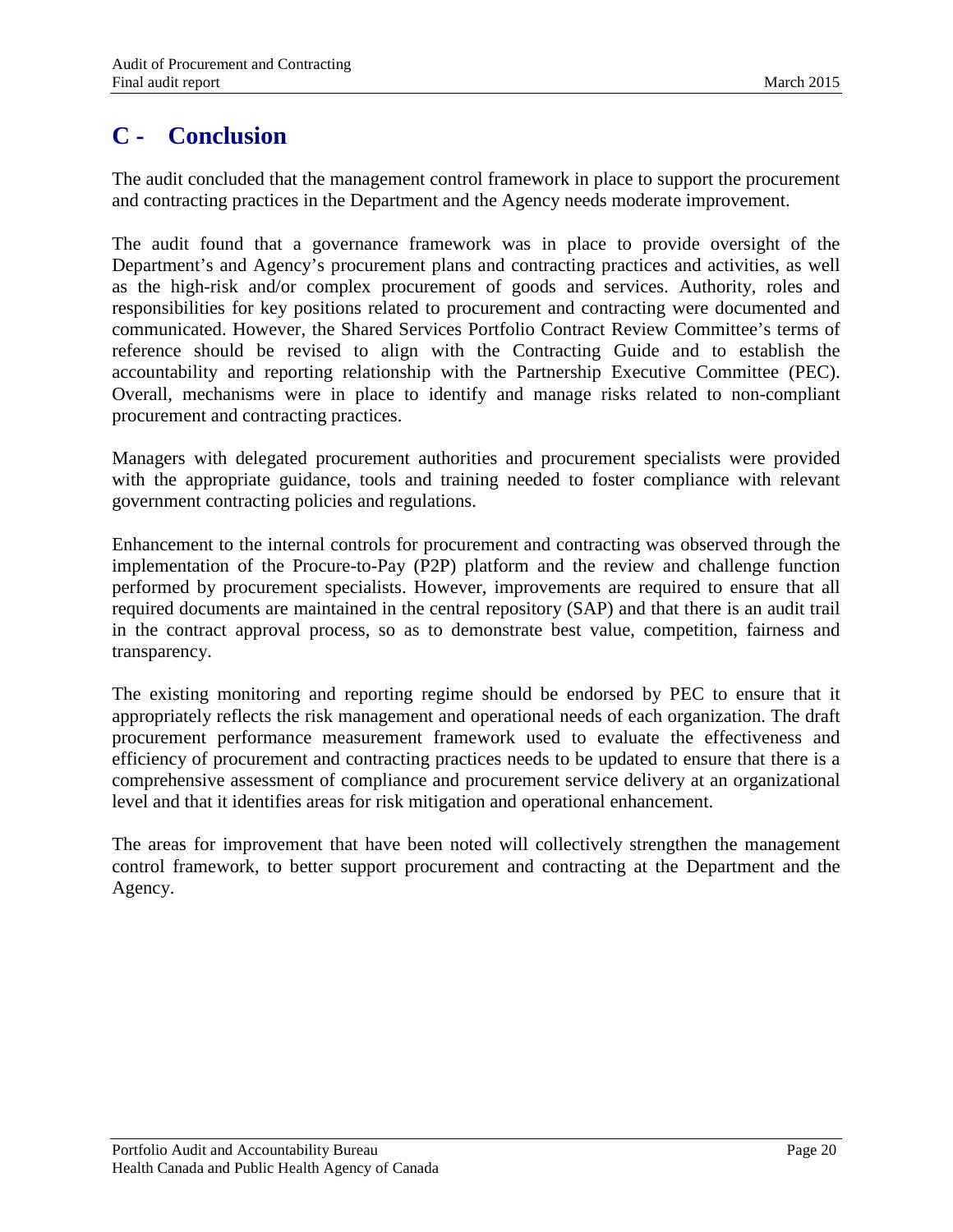# C - Conclusion

The audit concluded that the management control framework in place to support the procurement and contracting practices in the Department and the Agency needs moderate improvement.

The audit found that a governance framework was in place to provide oversight of the Department's and Agency's procurement plans and contracting practices and activities, as well as the high-risk and/or complex procurement of goods and services. Authority, roles and responsibilities for key positions related to procurement and contracting were documented and communicated. However, the Shared Services Portfolio Contract Review Committee's terms of reference should be revised to align with the Contracting Guide and to establish the accountability and reporting relationship with the Partnership Executive Committee (PEC). Overall, mechanisms were in place to identify and manage risks related to non-compliant procurement and contracting practices.

Managers with delegated procurement authorities and procurement specialists were provided with the appropriate guidance, tools and training needed to foster compliance with relevant government contracting policies and regulations.

Enhancement to the internal controls for procurement and contracting was observed through the implementation of the Procure-to-Pay (P2P) platform and the review and challenge function performed by procurement specialists. However, improvements are required to ensure that all required documents are maintained in the central repository (SAP) and that there is an audit trail in the contract approval process, so as to demonstrate best value, competition, fairness and transparency.

The existing monitoring and reporting regime should be endorsed by PEC to ensure that it appropriately reflects the risk management and operational needs of each organization. The draft procurement performance measurement framework used to evaluate the effectiveness and efficiency of procurement and contracting practices needs to be updated to ensure that there is a comprehensive assessment of compliance and procurement service delivery at an organizational level and that it identifies areas for risk mitigation and operational enhancement.

The areas for improvement that have been noted will collectively strengthen the management control framework, to better support procurement and contracting at the Department and the Agency.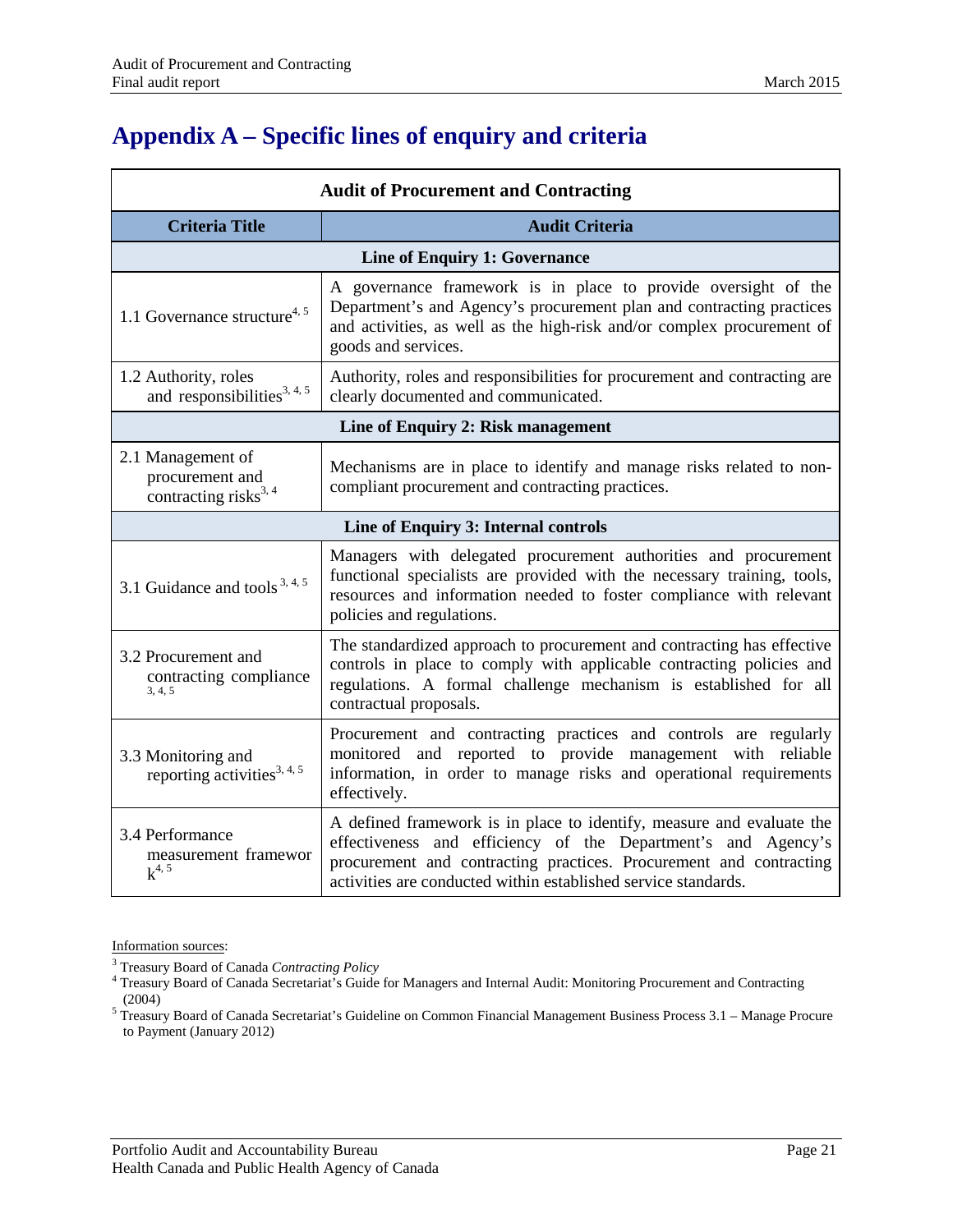# Appendix A – Specific lines of enquiry and criteria

| Audit of Procurement and Contracting | |
|---|---|
| **Criteria Title** | **Audit Criteria** |
| **Line of Enquiry 1: Governance** | |
| 1.1 Governance structure[4, 5] | A governance framework is in place to provide oversight of the Department's and Agency's procurement plan and contracting practices and activities, as well as the high-risk and/or complex procurement of goods and services. |
| 1.2 Authority, roles and responsibilities[3, 4, 5] | Authority, roles and responsibilities for procurement and contracting are clearly documented and communicated. |
| **Line of Enquiry 2: Risk management** | |
| 2.1 Management of procurement and contracting risks[3, 4] | Mechanisms are in place to identify and manage risks related to non-compliant procurement and contracting practices. |
| **Line of Enquiry 3: Internal controls** | |
| 3.1 Guidance and tools [3, 4, 5] | Managers with delegated procurement authorities and procurement functional specialists are provided with the necessary training, tools, resources and information needed to foster compliance with relevant policies and regulations. |
| 3.2 Procurement and contracting compliance [3, 4, 5] | The standardized approach to procurement and contracting has effective controls in place to comply with applicable contracting policies and regulations. A formal challenge mechanism is established for all contractual proposals. |
| 3.3 Monitoring and reporting activities[3, 4, 5] | Procurement and contracting practices and controls are regularly monitored and reported to provide management with reliable information, in order to manage risks and operational requirements effectively. |
| 3.4 Performance measurement framework[4, 5] | A defined framework is in place to identify, measure and evaluate the effectiveness and efficiency of the Department's and Agency's procurement and contracting practices. Procurement and contracting activities are conducted within established service standards. |

Information sources:

[3] Treasury Board of Canada *Contracting Policy*

[4] Treasury Board of Canada Secretariat's Guide for Managers and Internal Audit: Monitoring Procurement and Contracting (2004)

[5] Treasury Board of Canada Secretariat's Guideline on Common Financial Management Business Process 3.1 – Manage Procure to Payment (January 2012)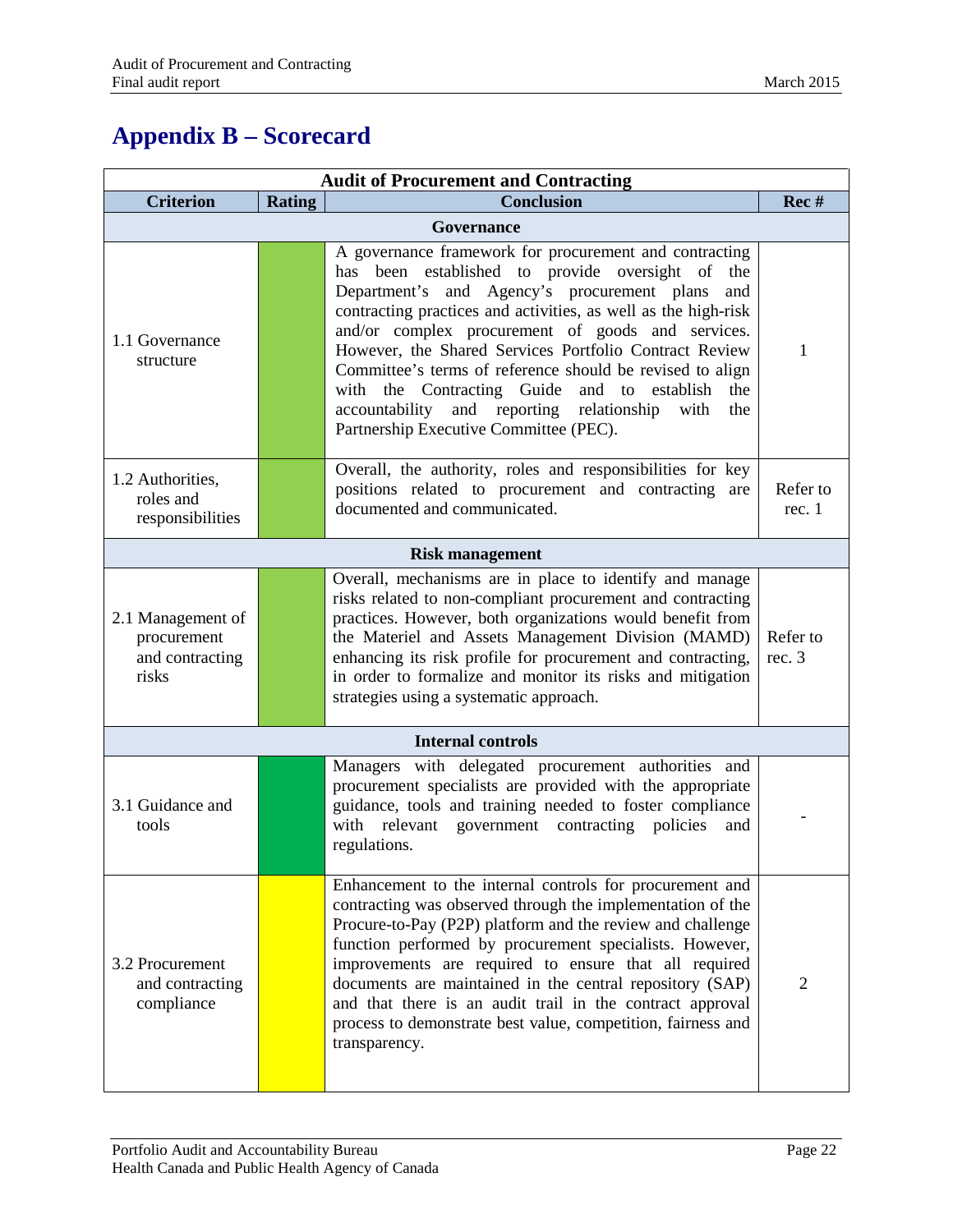# Appendix B – Scorecard

| Audit of Procurement and Contracting | | | |
|---|---|---|---|
| **Criterion** | **Rating** | **Conclusion** | **Rec #** |
| **Governance** | | | |
| 1.1 Governance structure | | A governance framework for procurement and contracting has been established to provide oversight of the Department's and Agency's procurement plans and contracting practices and activities, as well as the high-risk and/or complex procurement of goods and services. However, the Shared Services Portfolio Contract Review Committee's terms of reference should be revised to align with the Contracting Guide and to establish the accountability and reporting relationship with the Partnership Executive Committee (PEC). | 1 |
| 1.2 Authorities, roles and responsibilities | | Overall, the authority, roles and responsibilities for key positions related to procurement and contracting are documented and communicated. | Refer to rec. 1 |
| **Risk management** | | | |
| 2.1 Management of procurement and contracting risks | | Overall, mechanisms are in place to identify and manage risks related to non-compliant procurement and contracting practices. However, both organizations would benefit from the Materiel and Assets Management Division (MAMD) enhancing its risk profile for procurement and contracting, in order to formalize and monitor its risks and mitigation strategies using a systematic approach. | Refer to rec. 3 |
| **Internal controls** | | | |
| 3.1 Guidance and tools | | Managers with delegated procurement authorities and procurement specialists are provided with the appropriate guidance, tools and training needed to foster compliance with relevant government contracting policies and regulations. | - |
| 3.2 Procurement and contracting compliance | | Enhancement to the internal controls for procurement and contracting was observed through the implementation of the Procure-to-Pay (P2P) platform and the review and challenge function performed by procurement specialists. However, improvements are required to ensure that all required documents are maintained in the central repository (SAP) and that there is an audit trail in the contract approval process to demonstrate best value, competition, fairness and transparency. | 2 |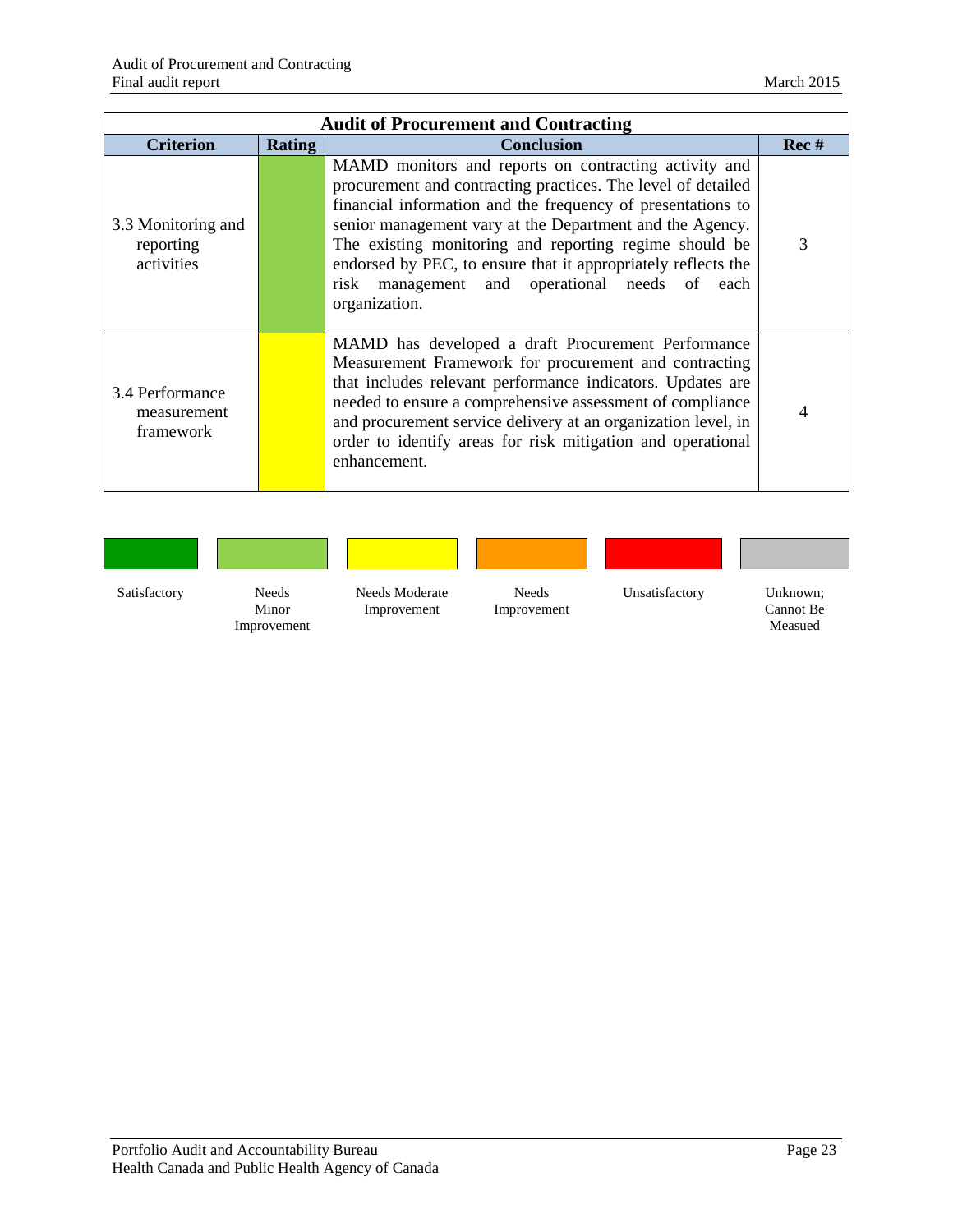| Audit of Procurement and Contracting | | | |
|---|---|---|---|
| **Criterion** | **Rating** | **Conclusion** | **Rec #** |
| 3.3 Monitoring and reporting activities | Needs Minor Improvement | MAMD monitors and reports on contracting activity and procurement and contracting practices. The level of detailed financial information and the frequency of presentations to senior management vary at the Department and the Agency. The existing monitoring and reporting regime should be endorsed by PEC, to ensure that it appropriately reflects the risk management and operational needs of each organization. | 3 |
| 3.4 Performance measurement framework | Needs Moderate Improvement | MAMD has developed a draft Procurement Performance Measurement Framework for procurement and contracting that includes relevant performance indicators. Updates are needed to ensure a comprehensive assessment of compliance and procurement service delivery at an organization level, in order to identify areas for risk mitigation and operational enhancement. | 4 |

Satisfactory | Needs Minor Improvement | Needs Moderate Improvement | Needs Improvement | Unsatisfactory | Unknown; Cannot Be Measued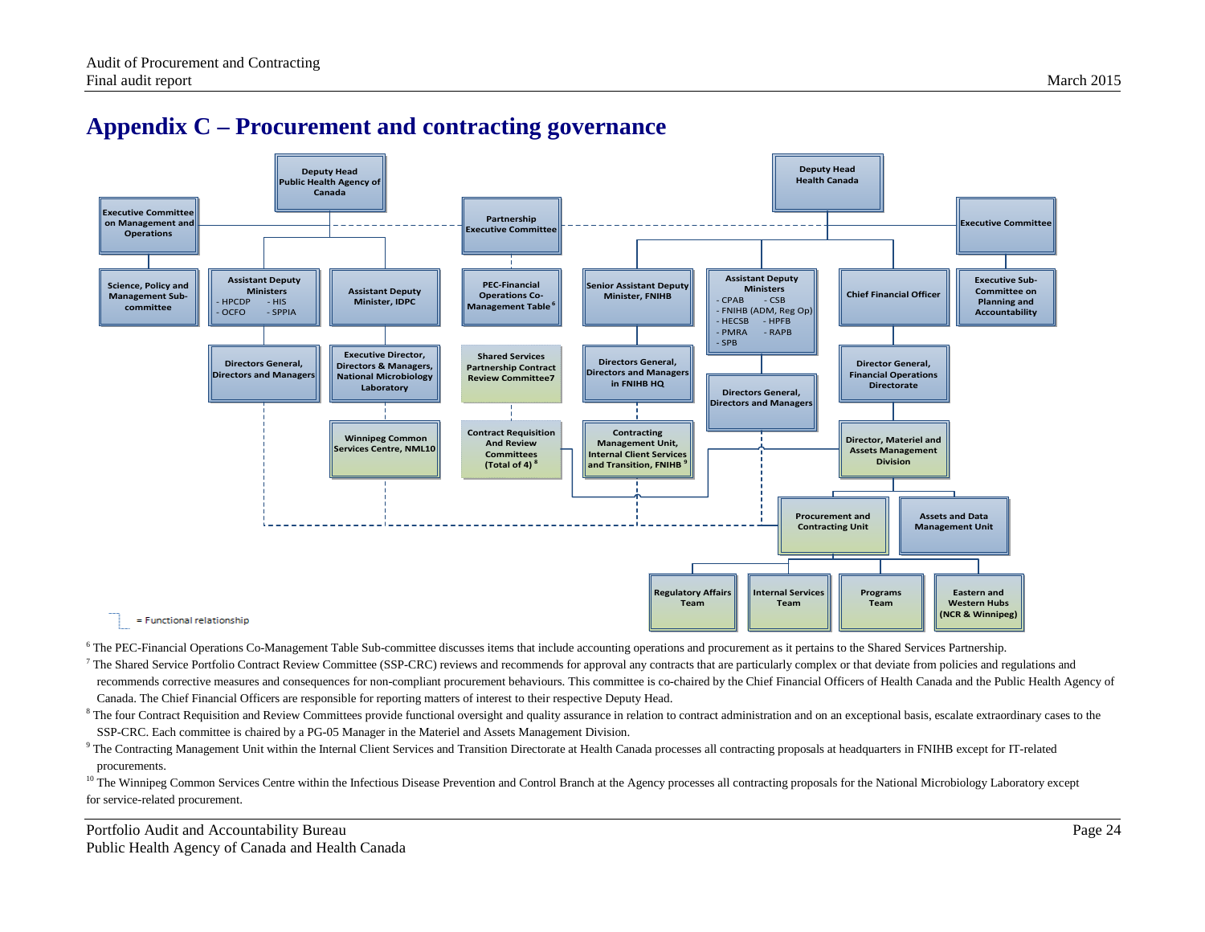# Appendix C – Procurement and contracting governance

Deputy Head Public Health Agency of Canada

Executive Committee on Management and Operations

Science, Policy and Management Sub-committee

Assistant Deputy Ministers
- HPCDP
- HIS
- OCFO
- SPPIA

Assistant Deputy Minister, IDPC

Directors General, Directors and Managers

Executive Director, Directors & Managers, National Microbiology Laboratory

Winnipeg Common Services Centre, NML10

Partnership Executive Committee

PEC-Financial Operations Co-Management Table 6

Shared Services Partnership Contract Review Committee7

Contract Requisition And Review Committees (Total of 4) 8

Deputy Head Health Canada

Executive Committee

Executive Sub-Committee on Planning and Accountability

Senior Assistant Deputy Minister, FNIHB

Directors General, Directors and Managers in FNIHB HQ

Contracting Management Unit, Internal Client Services and Transition, FNIHB 9

Assistant Deputy Ministers
- CPAB
- CSB
- FNIHB (ADM, Reg Op)
- HECSB
- HPFB
- PMRA
- RAPB
- SPB

Directors General, Directors and Managers

Chief Financial Officer

Director General, Financial Operations Directorate

Director, Materiel and Assets Management Division

Procurement and Contracting Unit

Assets and Data Management Unit

Regulatory Affairs Team

Internal Services Team

Programs Team

Eastern and Western Hubs (NCR & Winnipeg)

= Functional relationship

[6] The PEC-Financial Operations Co-Management Table Sub-committee discusses items that include accounting operations and procurement as it pertains to the Shared Services Partnership.

[7] The Shared Service Portfolio Contract Review Committee (SSP-CRC) reviews and recommends for approval any contracts that are particularly complex or that deviate from policies and regulations and recommends corrective measures and consequences for non-compliant procurement behaviours. This committee is co-chaired by the Chief Financial Officers of Health Canada and the Public Health Agency of Canada. The Chief Financial Officers are responsible for reporting matters of interest to their respective Deputy Head.

[8] The four Contract Requisition and Review Committees provide functional oversight and quality assurance in relation to contract administration and on an exceptional basis, escalate extraordinary cases to the SSP-CRC. Each committee is chaired by a PG-05 Manager in the Materiel and Assets Management Division.

[9] The Contracting Management Unit within the Internal Client Services and Transition Directorate at Health Canada processes all contracting proposals at headquarters in FNIHB except for IT-related procurements.

[10] The Winnipeg Common Services Centre within the Infectious Disease Prevention and Control Branch at the Agency processes all contracting proposals for the National Microbiology Laboratory except for service-related procurement.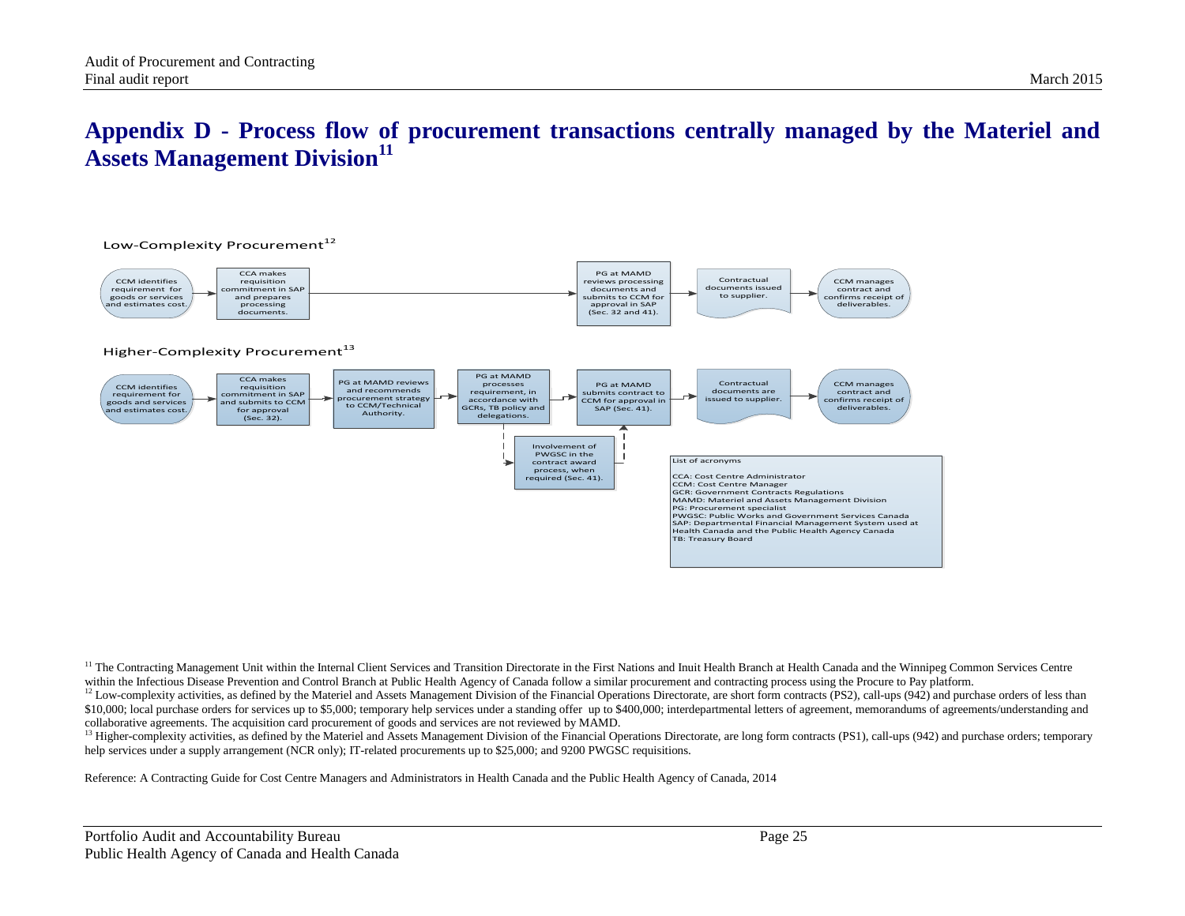# Appendix D - Process flow of procurement transactions centrally managed by the Materiel and Assets Management Division[11]

Low-Complexity Procurement[12]

CCM identifies requirement for goods or services and estimates cost. → CCA makes requisition commitment in SAP and prepares processing documents. → PG at MAMD reviews processing documents and submits to CCM for approval in SAP (Sec. 32 and 41). → Contractual documents issued to supplier. → CCM manages contract and confirms receipt of deliverables.

Higher-Complexity Procurement[13]

CCM identifies requirement for goods and services and estimates cost. → CCA makes requisition commitment in SAP and submits to CCM for approval (Sec. 32). → PG at MAMD reviews and recommends procurement strategy to CCM/Technical Authority. → PG at MAMD processes requirement, in accordance with GCRs, TB policy and delegations. → PG at MAMD submits contract to CCM for approval in SAP (Sec. 41). → Contractual documents are issued to supplier. → CCM manages contract and confirms receipt of deliverables.

Involvement of PWGSC in the contract award process, when required (Sec. 41).

List of acronyms

CCA: Cost Centre Administrator
CCM: Cost Centre Manager
GCR: Government Contracts Regulations
MAMD: Materiel and Assets Management Division
PG: Procurement specialist
PWGSC: Public Works and Government Services Canada
SAP: Departmental Financial Management System used at Health Canada and the Public Health Agency Canada
TB: Treasury Board

[11] The Contracting Management Unit within the Internal Client Services and Transition Directorate in the First Nations and Inuit Health Branch at Health Canada and the Winnipeg Common Services Centre within the Infectious Disease Prevention and Control Branch at Public Health Agency of Canada follow a similar procurement and contracting process using the Procure to Pay platform.

[12] Low-complexity activities, as defined by the Materiel and Assets Management Division of the Financial Operations Directorate, are short form contracts (PS2), call-ups (942) and purchase orders of less than $10,000; local purchase orders for services up to $5,000; temporary help services under a standing offer up to $400,000; interdepartmental letters of agreement, memorandums of agreements/understanding and collaborative agreements. The acquisition card procurement of goods and services are not reviewed by MAMD.

[13] Higher-complexity activities, as defined by the Materiel and Assets Management Division of the Financial Operations Directorate, are long form contracts (PS1), call-ups (942) and purchase orders; temporary help services under a supply arrangement (NCR only); IT-related procurements up to $25,000; and 9200 PWGSC requisitions.

Reference: A Contracting Guide for Cost Centre Managers and Administrators in Health Canada and the Public Health Agency of Canada, 2014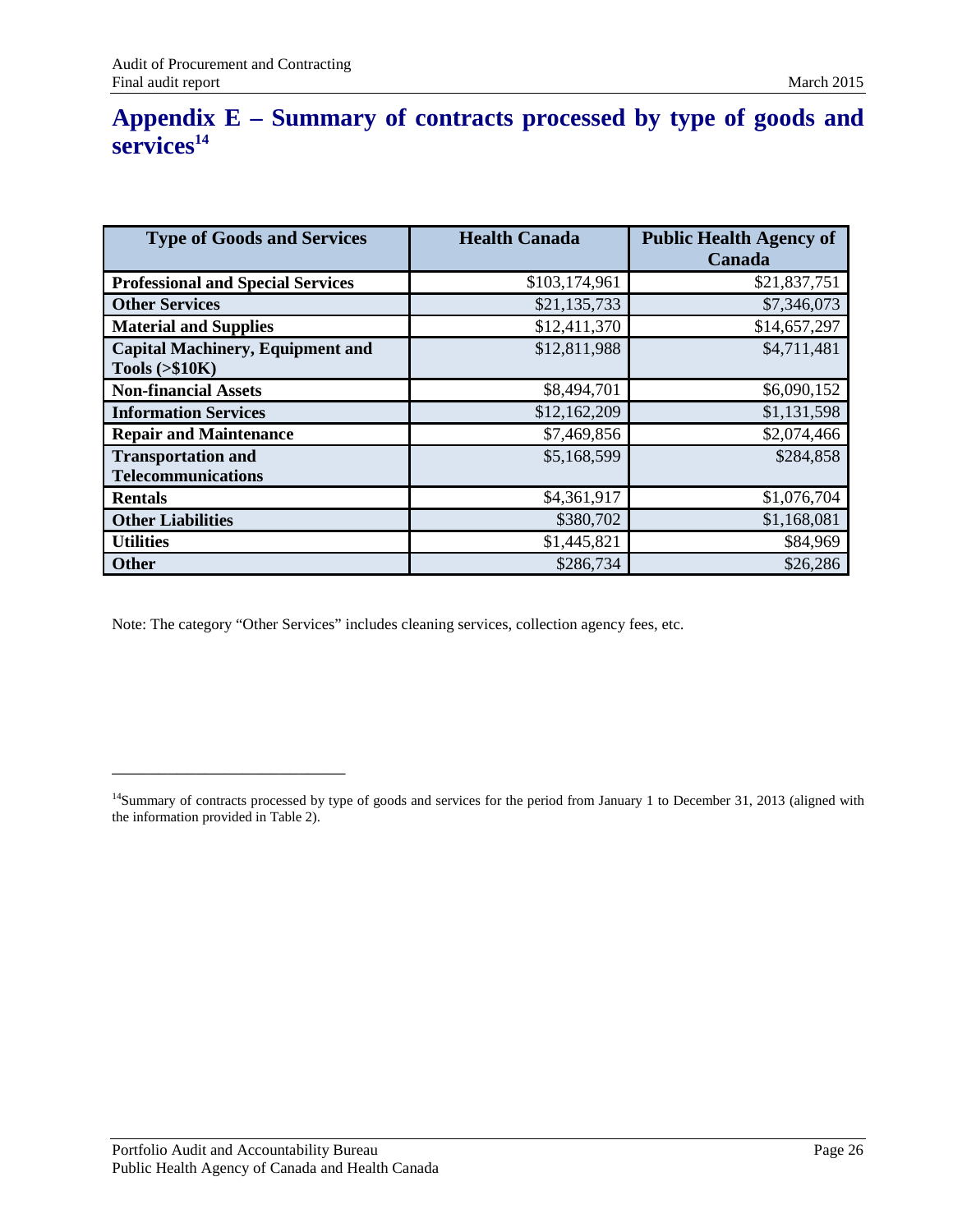# Appendix E – Summary of contracts processed by type of goods and services[14]

| Type of Goods and Services | Health Canada | Public Health Agency of Canada |
|---|---|---|
| **Professional and Special Services** | $103,174,961 | $21,837,751 |
| **Other Services** | $21,135,733 | $7,346,073 |
| **Material and Supplies** | $12,411,370 | $14,657,297 |
| **Capital Machinery, Equipment and Tools (>$10K)** | $12,811,988 | $4,711,481 |
| **Non-financial Assets** | $8,494,701 | $6,090,152 |
| **Information Services** | $12,162,209 | $1,131,598 |
| **Repair and Maintenance** | $7,469,856 | $2,074,466 |
| **Transportation and Telecommunications** | $5,168,599 | $284,858 |
| **Rentals** | $4,361,917 | $1,076,704 |
| **Other Liabilities** | $380,702 | $1,168,081 |
| **Utilities** | $1,445,821 | $84,969 |
| **Other** | $286,734 | $26,286 |

Note: The category "Other Services" includes cleaning services, collection agency fees, etc.

[14] Summary of contracts processed by type of goods and services for the period from January 1 to December 31, 2013 (aligned with the information provided in Table 2).